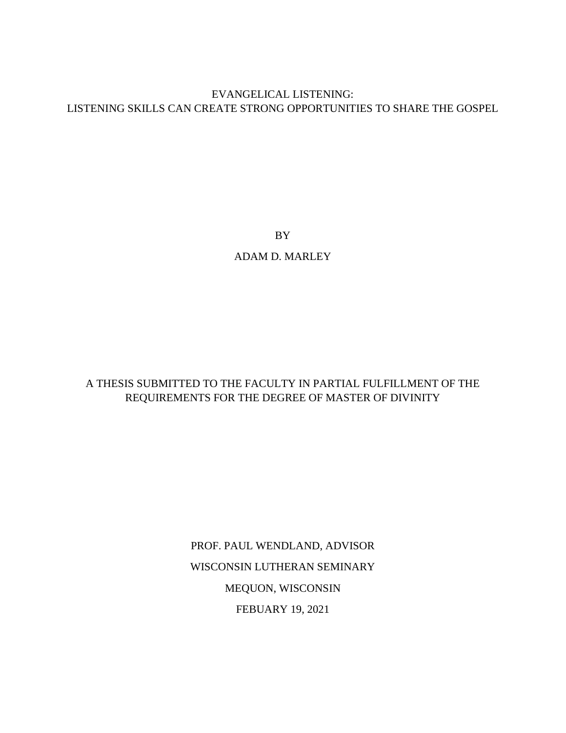# EVANGELICAL LISTENING:
# LISTENING SKILLS CAN CREATE STRONG OPPORTUNITIES TO SHARE THE GOSPEL

BY

ADAM D. MARLEY

A THESIS SUBMITTED TO THE FACULTY IN PARTIAL FULFILLMENT OF THE REQUIREMENTS FOR THE DEGREE OF MASTER OF DIVINITY

PROF. PAUL WENDLAND, ADVISOR

WISCONSIN LUTHERAN SEMINARY

MEQUON, WISCONSIN

FEBUARY 19, 2021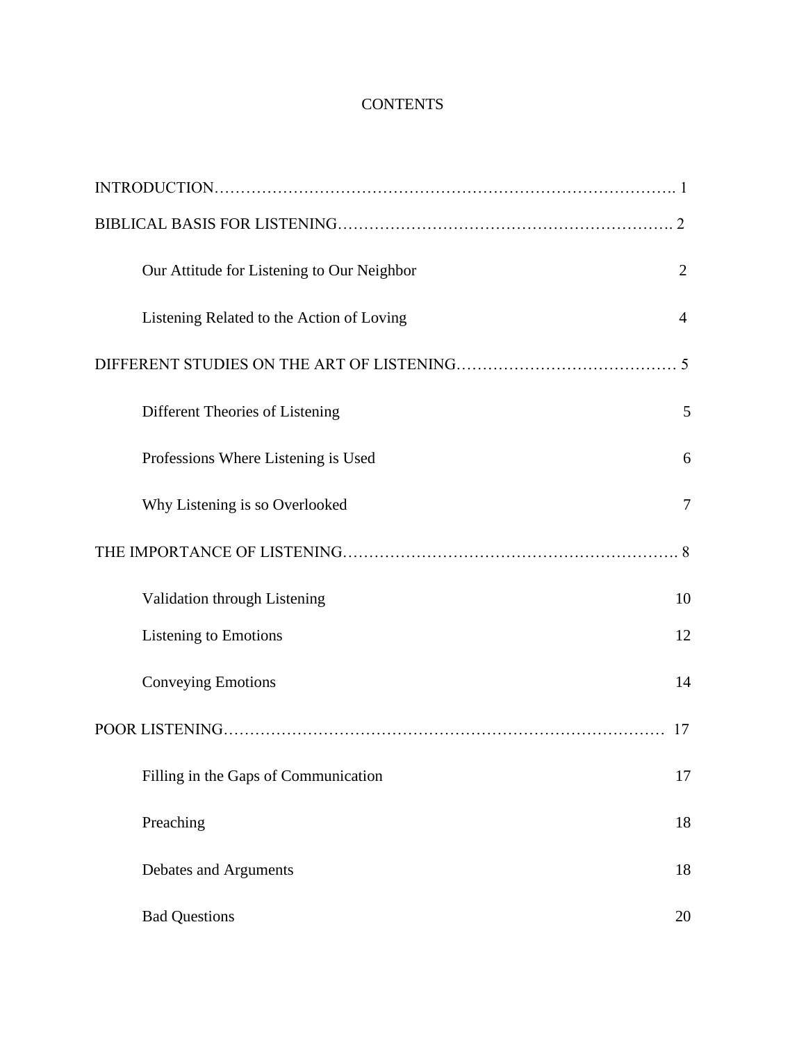# CONTENTS

INTRODUCTION……………………………………………………………………………. 1

BIBLICAL BASIS FOR LISTENING…………………………………………………… 2

Our Attitude for Listening to Our Neighbor 2

Listening Related to the Action of Loving 4

DIFFERENT STUDIES ON THE ART OF LISTENING…………………………………… 5

Different Theories of Listening 5

Professions Where Listening is Used 6

Why Listening is so Overlooked 7

THE IMPORTANCE OF LISTENING……………………………………………………. 8

Validation through Listening 10

Listening to Emotions 12

Conveying Emotions 14

POOR LISTENING……………………………………………………………………… 17

Filling in the Gaps of Communication 17

Preaching 18

Debates and Arguments 18

Bad Questions 20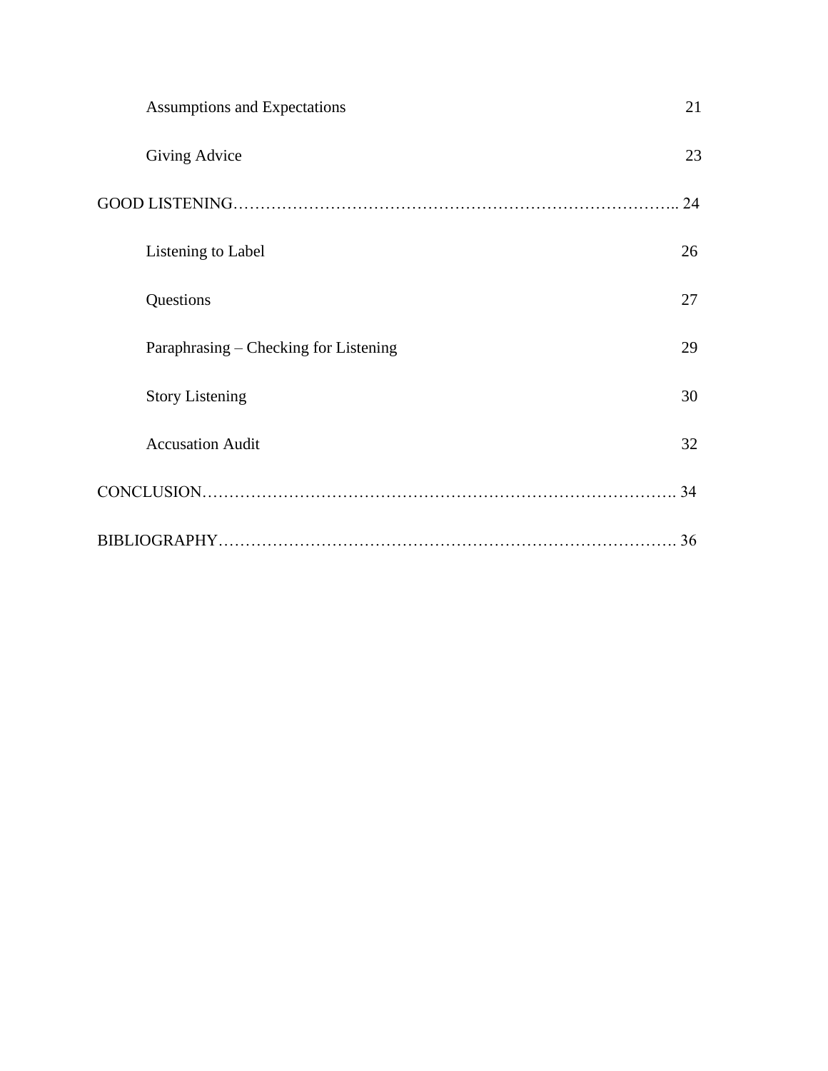Assumptions and Expectations 21

Giving Advice 23

GOOD LISTENING……………………………………………………………………….. 24

Listening to Label 26

Questions 27

Paraphrasing – Checking for Listening 29

Story Listening 30

Accusation Audit 32

CONCLUSION……………………………………………………………………………. 34

BIBLIOGRAPHY………………………………………………………………………. 36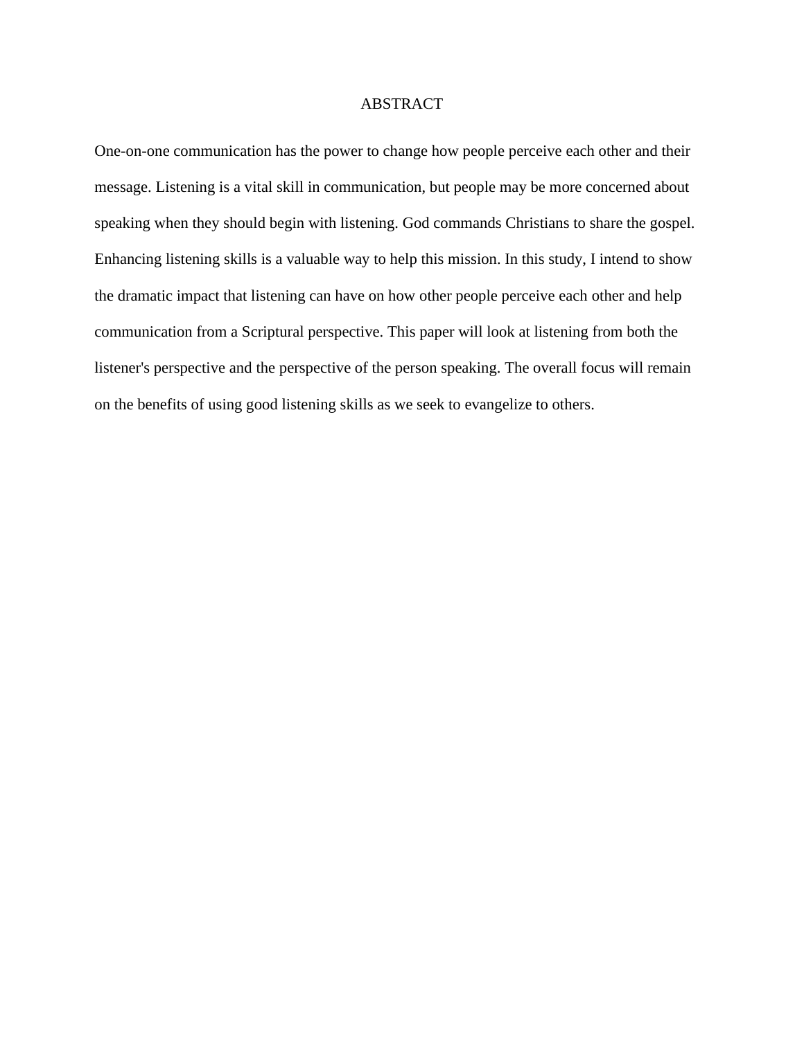# ABSTRACT

One-on-one communication has the power to change how people perceive each other and their message. Listening is a vital skill in communication, but people may be more concerned about speaking when they should begin with listening. God commands Christians to share the gospel. Enhancing listening skills is a valuable way to help this mission. In this study, I intend to show the dramatic impact that listening can have on how other people perceive each other and help communication from a Scriptural perspective. This paper will look at listening from both the listener's perspective and the perspective of the person speaking. The overall focus will remain on the benefits of using good listening skills as we seek to evangelize to others.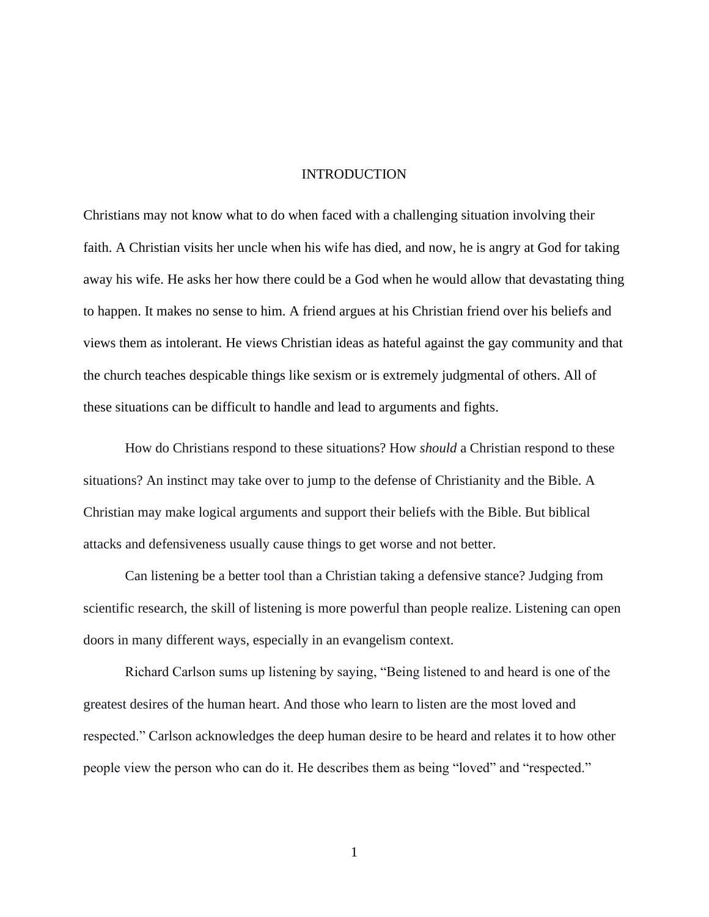# INTRODUCTION

Christians may not know what to do when faced with a challenging situation involving their faith. A Christian visits her uncle when his wife has died, and now, he is angry at God for taking away his wife. He asks her how there could be a God when he would allow that devastating thing to happen. It makes no sense to him. A friend argues at his Christian friend over his beliefs and views them as intolerant. He views Christian ideas as hateful against the gay community and that the church teaches despicable things like sexism or is extremely judgmental of others. All of these situations can be difficult to handle and lead to arguments and fights.

How do Christians respond to these situations? How *should* a Christian respond to these situations? An instinct may take over to jump to the defense of Christianity and the Bible. A Christian may make logical arguments and support their beliefs with the Bible. But biblical attacks and defensiveness usually cause things to get worse and not better.

Can listening be a better tool than a Christian taking a defensive stance? Judging from scientific research, the skill of listening is more powerful than people realize. Listening can open doors in many different ways, especially in an evangelism context.

Richard Carlson sums up listening by saying, "Being listened to and heard is one of the greatest desires of the human heart. And those who learn to listen are the most loved and respected." Carlson acknowledges the deep human desire to be heard and relates it to how other people view the person who can do it. He describes them as being "loved" and "respected."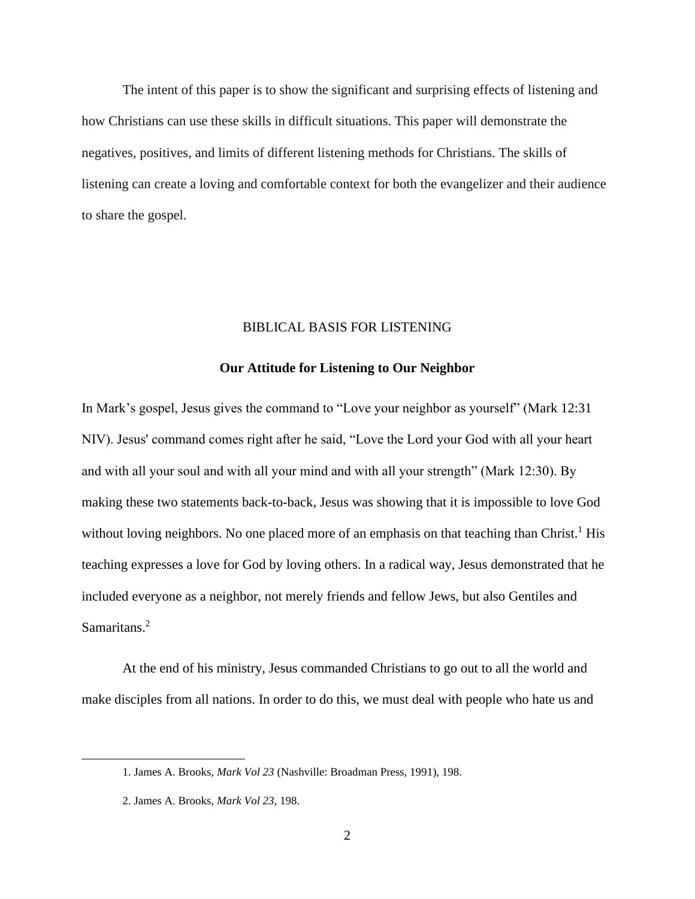The intent of this paper is to show the significant and surprising effects of listening and how Christians can use these skills in difficult situations. This paper will demonstrate the negatives, positives, and limits of different listening methods for Christians. The skills of listening can create a loving and comfortable context for both the evangelizer and their audience to share the gospel.

## BIBLICAL BASIS FOR LISTENING

### Our Attitude for Listening to Our Neighbor

In Mark's gospel, Jesus gives the command to "Love your neighbor as yourself" (Mark 12:31 NIV). Jesus' command comes right after he said, "Love the Lord your God with all your heart and with all your soul and with all your mind and with all your strength" (Mark 12:30). By making these two statements back-to-back, Jesus was showing that it is impossible to love God without loving neighbors. No one placed more of an emphasis on that teaching than Christ.[1] His teaching expresses a love for God by loving others. In a radical way, Jesus demonstrated that he included everyone as a neighbor, not merely friends and fellow Jews, but also Gentiles and Samaritans.[2]

At the end of his ministry, Jesus commanded Christians to go out to all the world and make disciples from all nations. In order to do this, we must deal with people who hate us and

---

1. James A. Brooks, *Mark Vol 23* (Nashville: Broadman Press, 1991), 198.

2. James A. Brooks, *Mark Vol 23*, 198.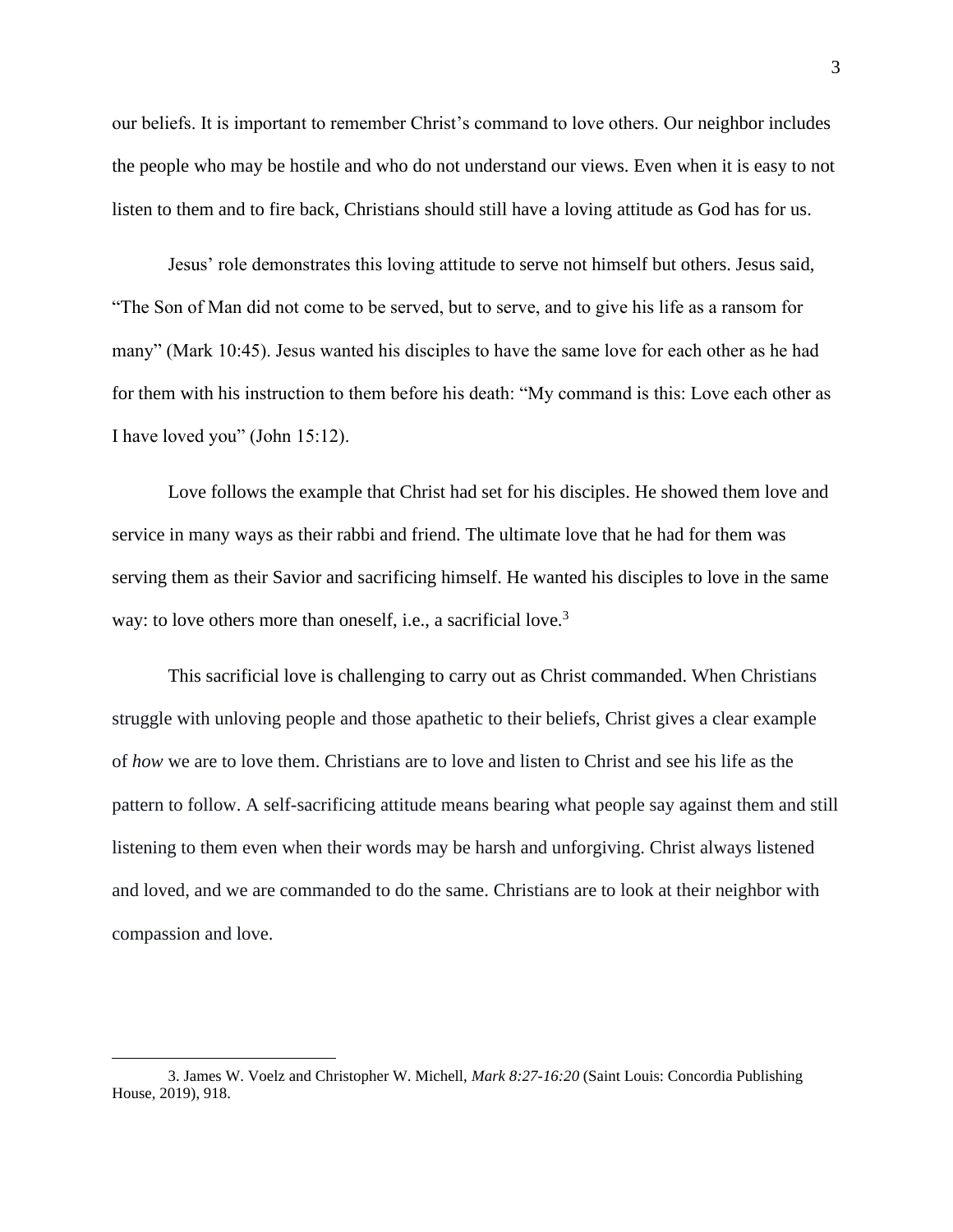our beliefs. It is important to remember Christ's command to love others. Our neighbor includes the people who may be hostile and who do not understand our views. Even when it is easy to not listen to them and to fire back, Christians should still have a loving attitude as God has for us.

Jesus' role demonstrates this loving attitude to serve not himself but others. Jesus said, "The Son of Man did not come to be served, but to serve, and to give his life as a ransom for many" (Mark 10:45). Jesus wanted his disciples to have the same love for each other as he had for them with his instruction to them before his death: "My command is this: Love each other as I have loved you" (John 15:12).

Love follows the example that Christ had set for his disciples. He showed them love and service in many ways as their rabbi and friend. The ultimate love that he had for them was serving them as their Savior and sacrificing himself. He wanted his disciples to love in the same way: to love others more than oneself, i.e., a sacrificial love.[3]

This sacrificial love is challenging to carry out as Christ commanded. When Christians struggle with unloving people and those apathetic to their beliefs, Christ gives a clear example of *how* we are to love them. Christians are to love and listen to Christ and see his life as the pattern to follow. A self-sacrificing attitude means bearing what people say against them and still listening to them even when their words may be harsh and unforgiving. Christ always listened and loved, and we are commanded to do the same. Christians are to look at their neighbor with compassion and love.

---

3. James W. Voelz and Christopher W. Michell, *Mark 8:27-16:20* (Saint Louis: Concordia Publishing House, 2019), 918.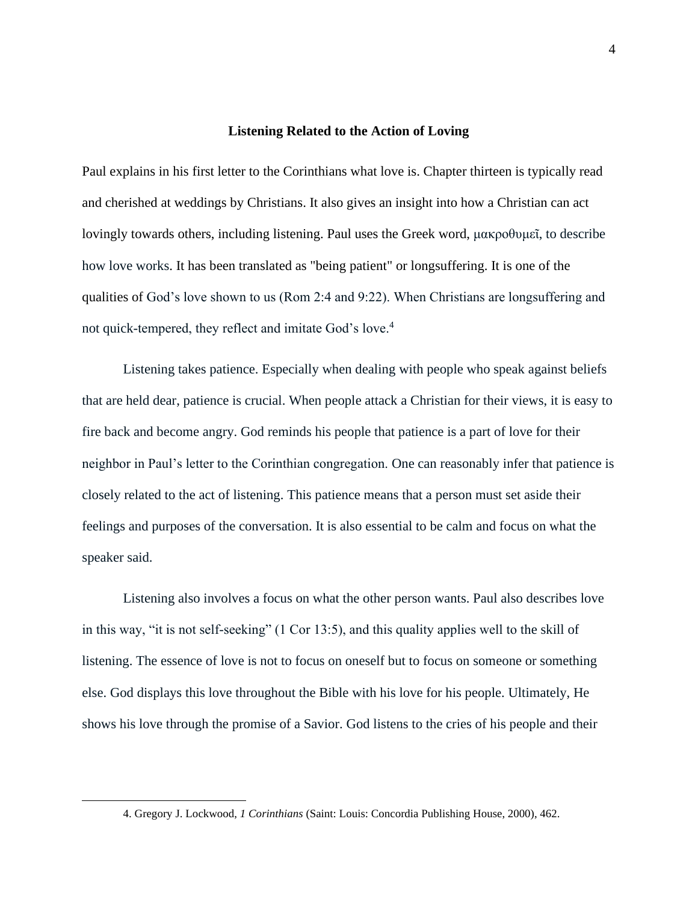### Listening Related to the Action of Loving

Paul explains in his first letter to the Corinthians what love is. Chapter thirteen is typically read and cherished at weddings by Christians. It also gives an insight into how a Christian can act lovingly towards others, including listening. Paul uses the Greek word, μακροθυμεῖ, to describe how love works. It has been translated as "being patient" or longsuffering. It is one of the qualities of God's love shown to us (Rom 2:4 and 9:22). When Christians are longsuffering and not quick-tempered, they reflect and imitate God's love.[4]

Listening takes patience. Especially when dealing with people who speak against beliefs that are held dear, patience is crucial. When people attack a Christian for their views, it is easy to fire back and become angry. God reminds his people that patience is a part of love for their neighbor in Paul's letter to the Corinthian congregation. One can reasonably infer that patience is closely related to the act of listening. This patience means that a person must set aside their feelings and purposes of the conversation. It is also essential to be calm and focus on what the speaker said.

Listening also involves a focus on what the other person wants. Paul also describes love in this way, "it is not self-seeking" (1 Cor 13:5), and this quality applies well to the skill of listening. The essence of love is not to focus on oneself but to focus on someone or something else. God displays this love throughout the Bible with his love for his people. Ultimately, He shows his love through the promise of a Savior. God listens to the cries of his people and their

4. Gregory J. Lockwood, *1 Corinthians* (Saint: Louis: Concordia Publishing House, 2000), 462.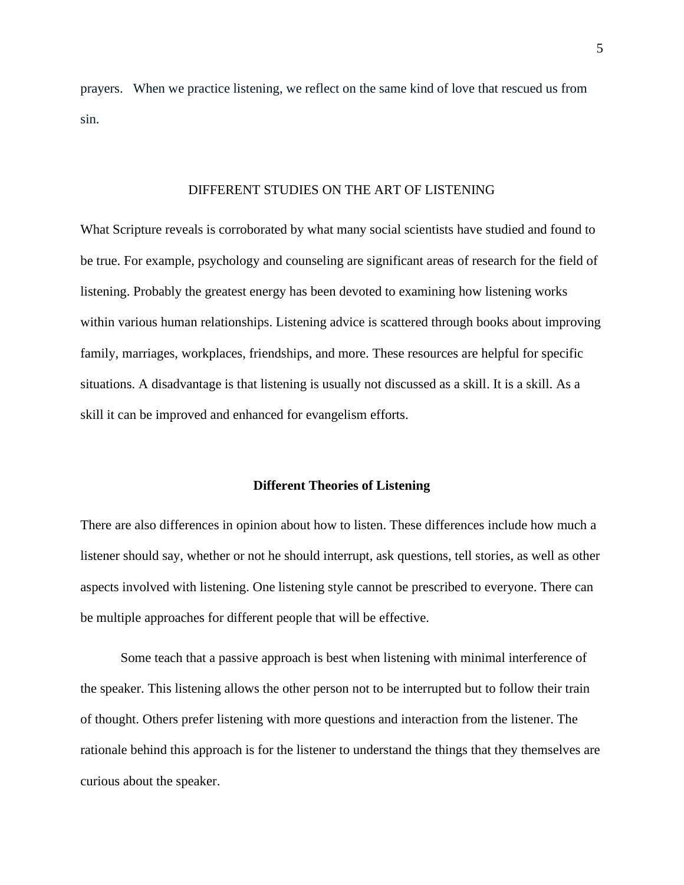prayers. When we practice listening, we reflect on the same kind of love that rescued us from sin.

## DIFFERENT STUDIES ON THE ART OF LISTENING

What Scripture reveals is corroborated by what many social scientists have studied and found to be true. For example, psychology and counseling are significant areas of research for the field of listening. Probably the greatest energy has been devoted to examining how listening works within various human relationships. Listening advice is scattered through books about improving family, marriages, workplaces, friendships, and more. These resources are helpful for specific situations. A disadvantage is that listening is usually not discussed as a skill. It is a skill. As a skill it can be improved and enhanced for evangelism efforts.

### Different Theories of Listening

There are also differences in opinion about how to listen. These differences include how much a listener should say, whether or not he should interrupt, ask questions, tell stories, as well as other aspects involved with listening. One listening style cannot be prescribed to everyone. There can be multiple approaches for different people that will be effective.

Some teach that a passive approach is best when listening with minimal interference of the speaker. This listening allows the other person not to be interrupted but to follow their train of thought. Others prefer listening with more questions and interaction from the listener. The rationale behind this approach is for the listener to understand the things that they themselves are curious about the speaker.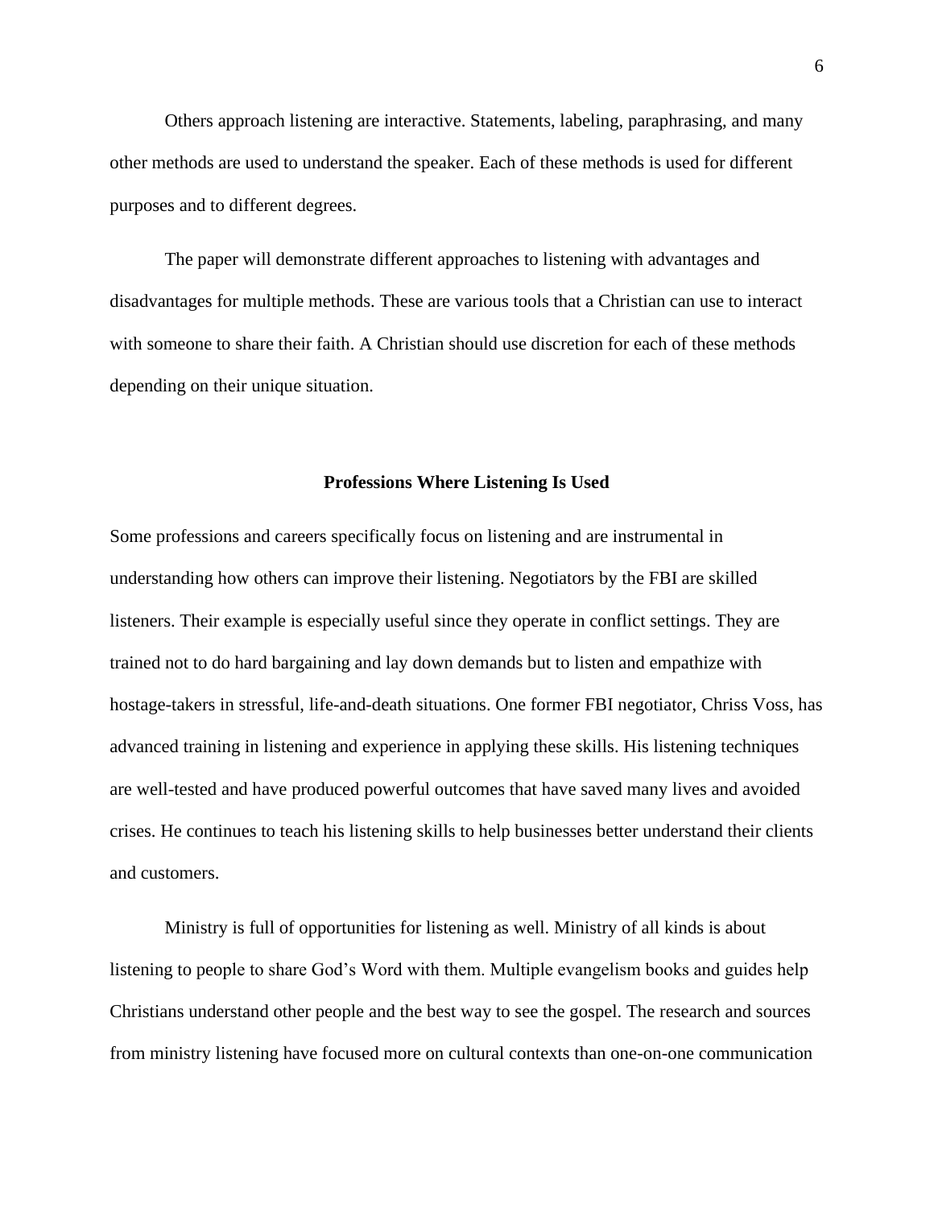Others approach listening are interactive. Statements, labeling, paraphrasing, and many other methods are used to understand the speaker. Each of these methods is used for different purposes and to different degrees.

The paper will demonstrate different approaches to listening with advantages and disadvantages for multiple methods. These are various tools that a Christian can use to interact with someone to share their faith. A Christian should use discretion for each of these methods depending on their unique situation.

## Professions Where Listening Is Used

Some professions and careers specifically focus on listening and are instrumental in understanding how others can improve their listening. Negotiators by the FBI are skilled listeners. Their example is especially useful since they operate in conflict settings. They are trained not to do hard bargaining and lay down demands but to listen and empathize with hostage-takers in stressful, life-and-death situations. One former FBI negotiator, Chriss Voss, has advanced training in listening and experience in applying these skills. His listening techniques are well-tested and have produced powerful outcomes that have saved many lives and avoided crises. He continues to teach his listening skills to help businesses better understand their clients and customers.

Ministry is full of opportunities for listening as well. Ministry of all kinds is about listening to people to share God's Word with them. Multiple evangelism books and guides help Christians understand other people and the best way to see the gospel. The research and sources from ministry listening have focused more on cultural contexts than one-on-one communication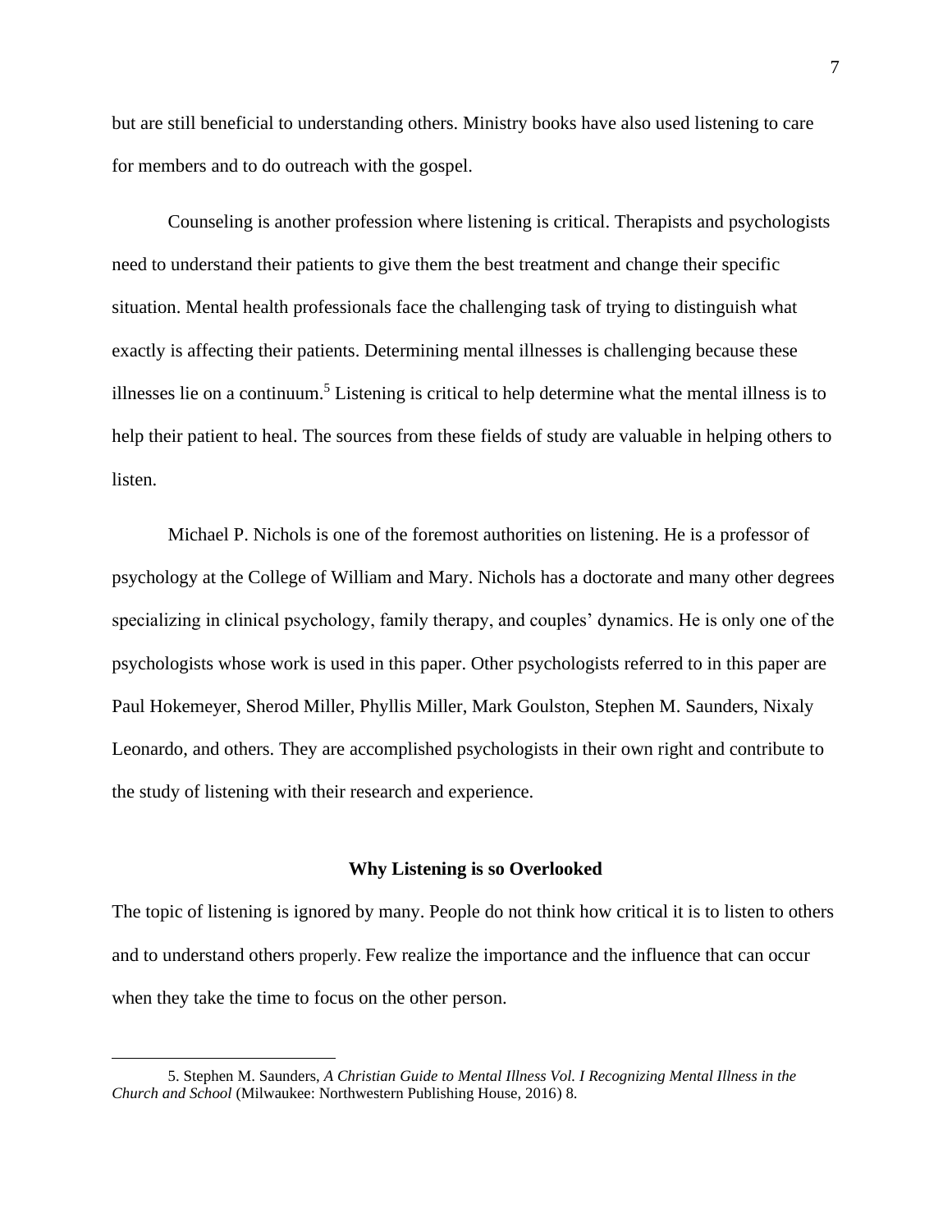but are still beneficial to understanding others. Ministry books have also used listening to care for members and to do outreach with the gospel.

Counseling is another profession where listening is critical. Therapists and psychologists need to understand their patients to give them the best treatment and change their specific situation. Mental health professionals face the challenging task of trying to distinguish what exactly is affecting their patients. Determining mental illnesses is challenging because these illnesses lie on a continuum.[5] Listening is critical to help determine what the mental illness is to help their patient to heal. The sources from these fields of study are valuable in helping others to listen.

Michael P. Nichols is one of the foremost authorities on listening. He is a professor of psychology at the College of William and Mary. Nichols has a doctorate and many other degrees specializing in clinical psychology, family therapy, and couples' dynamics. He is only one of the psychologists whose work is used in this paper. Other psychologists referred to in this paper are Paul Hokemeyer, Sherod Miller, Phyllis Miller, Mark Goulston, Stephen M. Saunders, Nixaly Leonardo, and others. They are accomplished psychologists in their own right and contribute to the study of listening with their research and experience.

## Why Listening is so Overlooked

The topic of listening is ignored by many. People do not think how critical it is to listen to others and to understand others properly. Few realize the importance and the influence that can occur when they take the time to focus on the other person.

---

5. Stephen M. Saunders, *A Christian Guide to Mental Illness Vol. I Recognizing Mental Illness in the Church and School* (Milwaukee: Northwestern Publishing House, 2016) 8.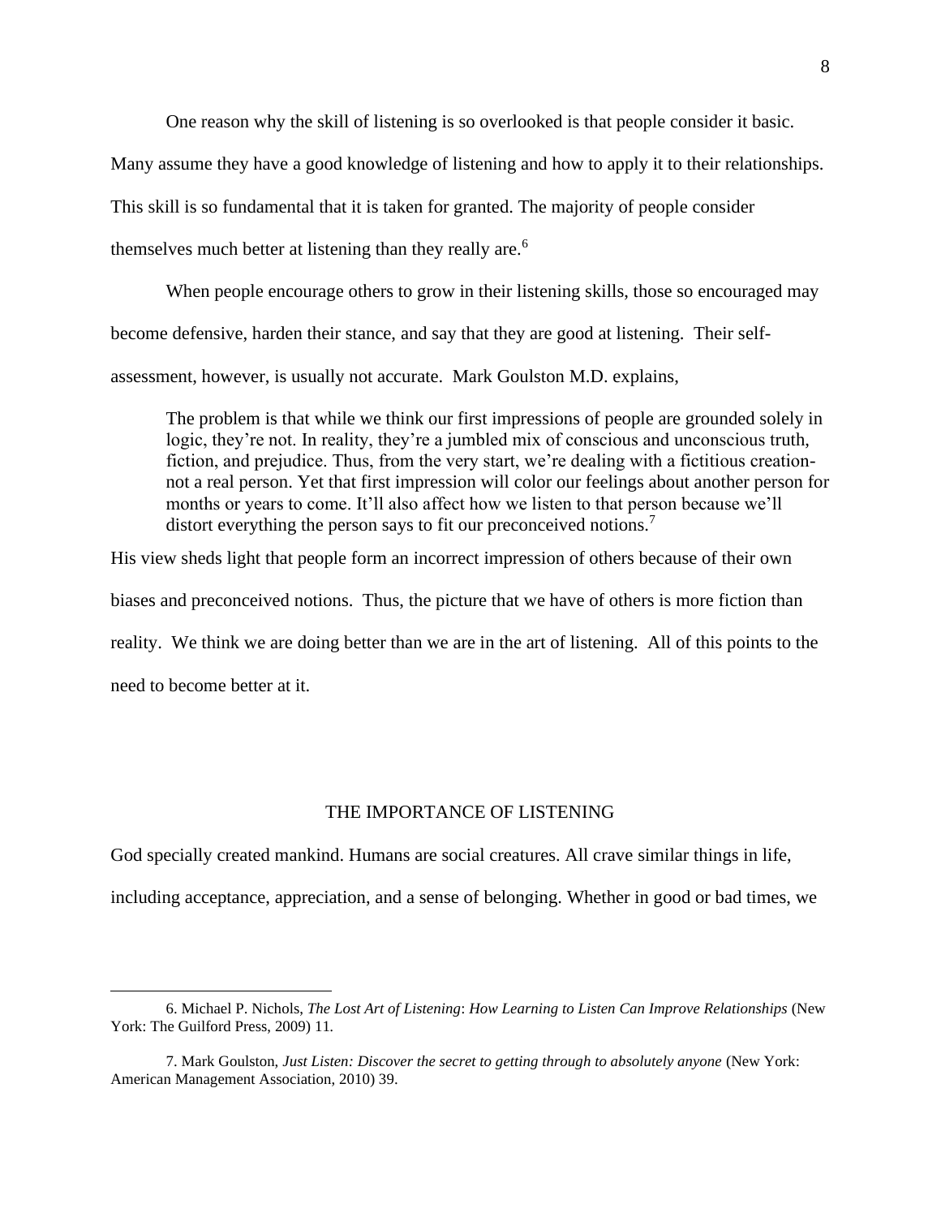One reason why the skill of listening is so overlooked is that people consider it basic. Many assume they have a good knowledge of listening and how to apply it to their relationships. This skill is so fundamental that it is taken for granted. The majority of people consider themselves much better at listening than they really are.[6]

When people encourage others to grow in their listening skills, those so encouraged may become defensive, harden their stance, and say that they are good at listening. Their self-assessment, however, is usually not accurate. Mark Goulston M.D. explains,

> The problem is that while we think our first impressions of people are grounded solely in logic, they're not. In reality, they're a jumbled mix of conscious and unconscious truth, fiction, and prejudice. Thus, from the very start, we're dealing with a fictitious creation-not a real person. Yet that first impression will color our feelings about another person for months or years to come. It'll also affect how we listen to that person because we'll distort everything the person says to fit our preconceived notions.[7]

His view sheds light that people form an incorrect impression of others because of their own biases and preconceived notions. Thus, the picture that we have of others is more fiction than reality. We think we are doing better than we are in the art of listening. All of this points to the need to become better at it.

## THE IMPORTANCE OF LISTENING

God specially created mankind. Humans are social creatures. All crave similar things in life, including acceptance, appreciation, and a sense of belonging. Whether in good or bad times, we

---

6. Michael P. Nichols, *The Lost Art of Listening*: *How Learning to Listen Can Improve Relationships* (New York: The Guilford Press, 2009) 11.

7. Mark Goulston, *Just Listen: Discover the secret to getting through to absolutely anyone* (New York: American Management Association, 2010) 39.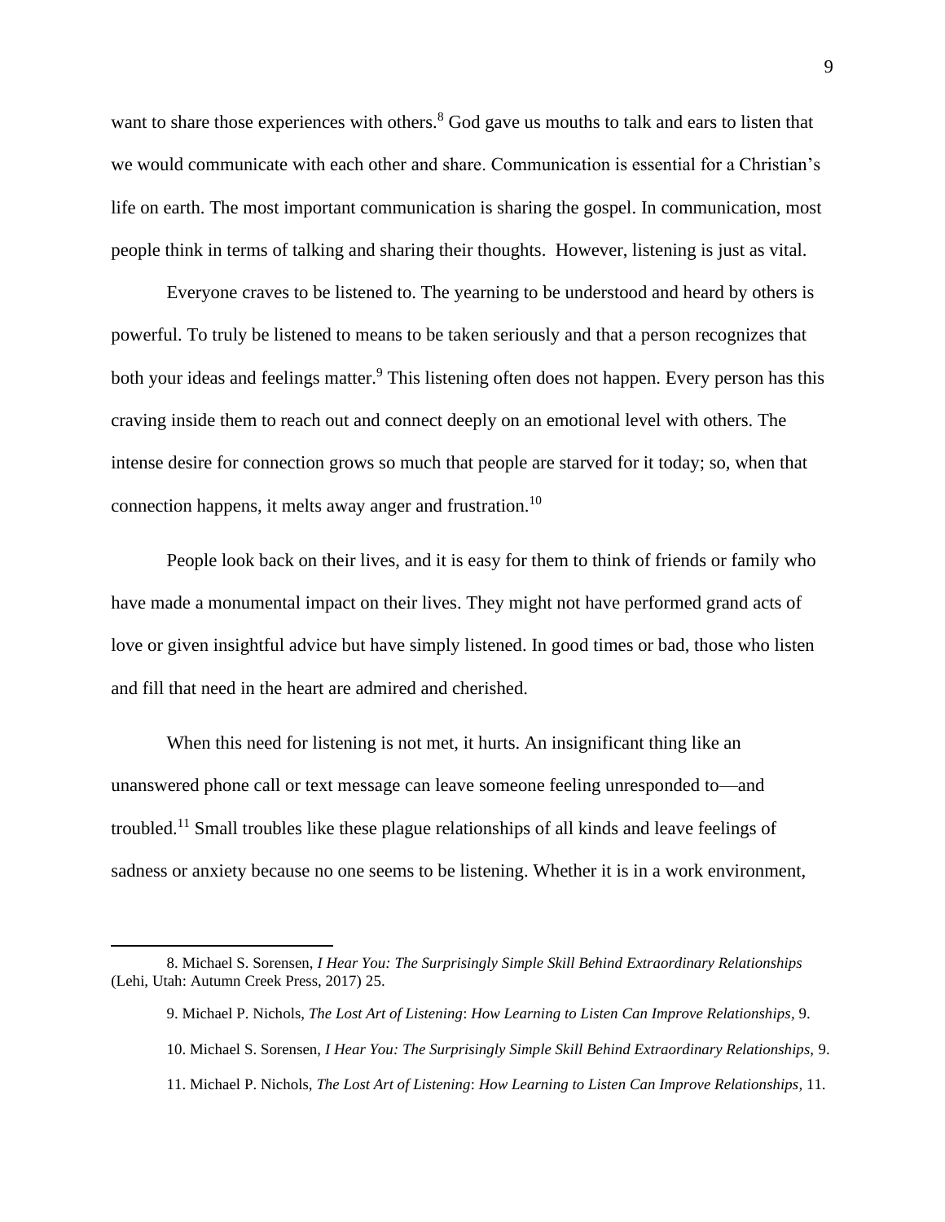want to share those experiences with others.[8] God gave us mouths to talk and ears to listen that we would communicate with each other and share. Communication is essential for a Christian's life on earth. The most important communication is sharing the gospel. In communication, most people think in terms of talking and sharing their thoughts. However, listening is just as vital.

Everyone craves to be listened to. The yearning to be understood and heard by others is powerful. To truly be listened to means to be taken seriously and that a person recognizes that both your ideas and feelings matter.[9] This listening often does not happen. Every person has this craving inside them to reach out and connect deeply on an emotional level with others. The intense desire for connection grows so much that people are starved for it today; so, when that connection happens, it melts away anger and frustration.[10]

People look back on their lives, and it is easy for them to think of friends or family who have made a monumental impact on their lives. They might not have performed grand acts of love or given insightful advice but have simply listened. In good times or bad, those who listen and fill that need in the heart are admired and cherished.

When this need for listening is not met, it hurts. An insignificant thing like an unanswered phone call or text message can leave someone feeling unresponded to—and troubled.[11] Small troubles like these plague relationships of all kinds and leave feelings of sadness or anxiety because no one seems to be listening. Whether it is in a work environment,

---

8. Michael S. Sorensen, *I Hear You: The Surprisingly Simple Skill Behind Extraordinary Relationships* (Lehi, Utah: Autumn Creek Press, 2017) 25.

9. Michael P. Nichols, *The Lost Art of Listening*: *How Learning to Listen Can Improve Relationships,* 9.

10. Michael S. Sorensen, *I Hear You: The Surprisingly Simple Skill Behind Extraordinary Relationships,* 9.

11. Michael P. Nichols, *The Lost Art of Listening*: *How Learning to Listen Can Improve Relationships,* 11.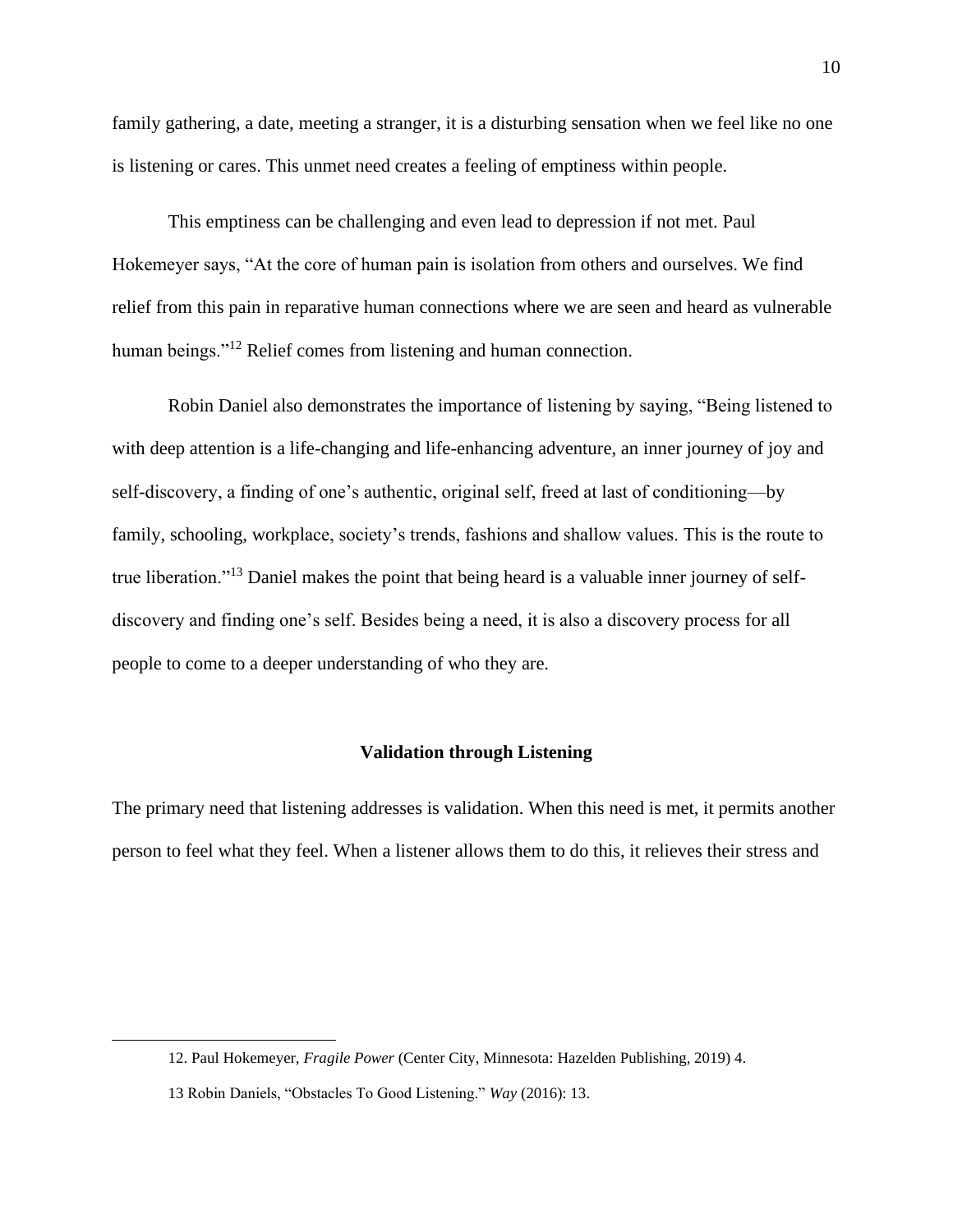family gathering, a date, meeting a stranger, it is a disturbing sensation when we feel like no one is listening or cares. This unmet need creates a feeling of emptiness within people.

This emptiness can be challenging and even lead to depression if not met. Paul Hokemeyer says, "At the core of human pain is isolation from others and ourselves. We find relief from this pain in reparative human connections where we are seen and heard as vulnerable human beings."[12] Relief comes from listening and human connection.

Robin Daniel also demonstrates the importance of listening by saying, "Being listened to with deep attention is a life-changing and life-enhancing adventure, an inner journey of joy and self-discovery, a finding of one's authentic, original self, freed at last of conditioning—by family, schooling, workplace, society's trends, fashions and shallow values. This is the route to true liberation."[13] Daniel makes the point that being heard is a valuable inner journey of self-discovery and finding one's self. Besides being a need, it is also a discovery process for all people to come to a deeper understanding of who they are.

### Validation through Listening

The primary need that listening addresses is validation. When this need is met, it permits another person to feel what they feel. When a listener allows them to do this, it relieves their stress and

---

12. Paul Hokemeyer, *Fragile Power* (Center City, Minnesota: Hazelden Publishing, 2019) 4.

13 Robin Daniels, "Obstacles To Good Listening." *Way* (2016): 13.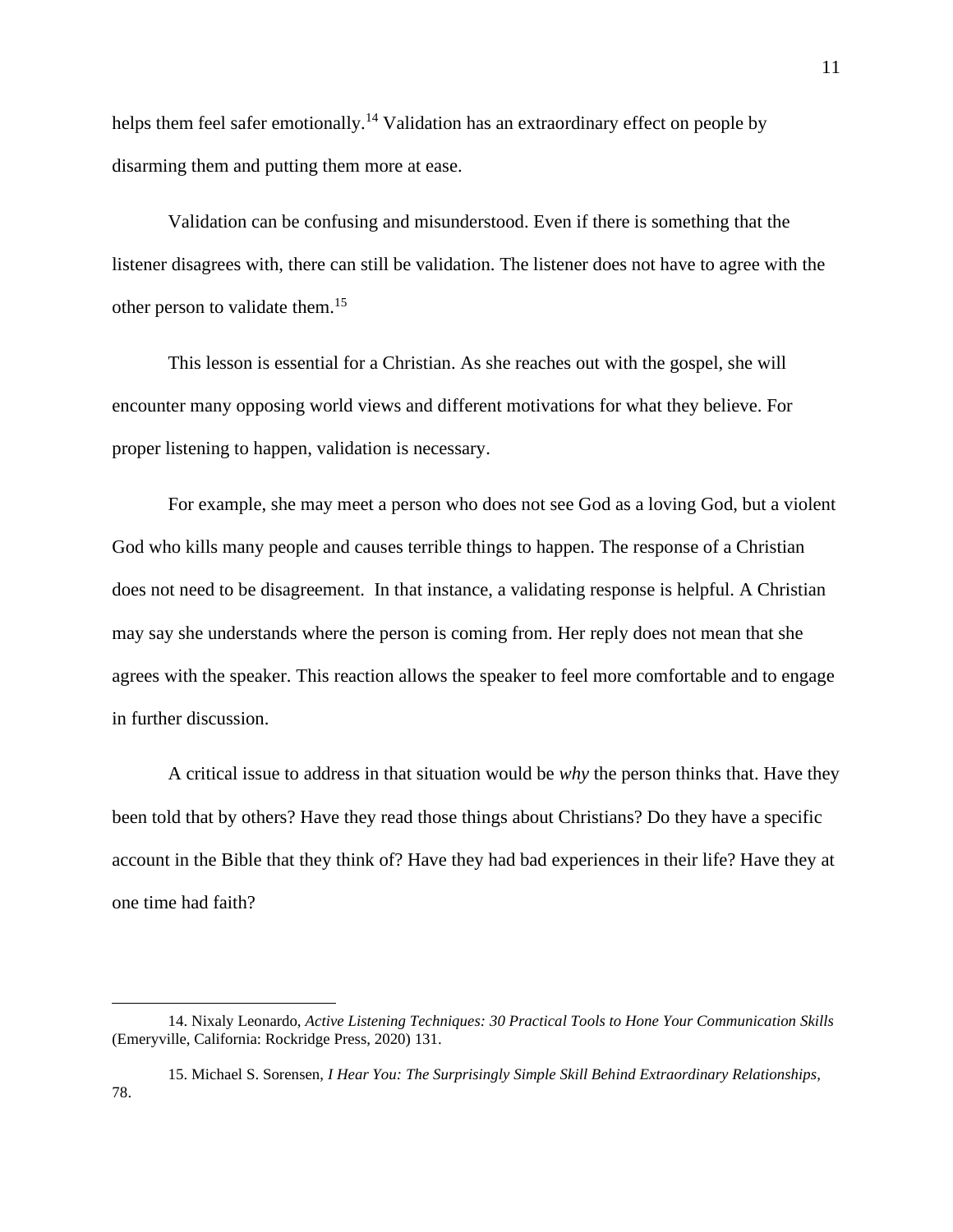helps them feel safer emotionally.[14] Validation has an extraordinary effect on people by disarming them and putting them more at ease.

Validation can be confusing and misunderstood. Even if there is something that the listener disagrees with, there can still be validation. The listener does not have to agree with the other person to validate them.[15]

This lesson is essential for a Christian. As she reaches out with the gospel, she will encounter many opposing world views and different motivations for what they believe. For proper listening to happen, validation is necessary.

For example, she may meet a person who does not see God as a loving God, but a violent God who kills many people and causes terrible things to happen. The response of a Christian does not need to be disagreement. In that instance, a validating response is helpful. A Christian may say she understands where the person is coming from. Her reply does not mean that she agrees with the speaker. This reaction allows the speaker to feel more comfortable and to engage in further discussion.

A critical issue to address in that situation would be *why* the person thinks that. Have they been told that by others? Have they read those things about Christians? Do they have a specific account in the Bible that they think of? Have they had bad experiences in their life? Have they at one time had faith?

---

14. Nixaly Leonardo, *Active Listening Techniques: 30 Practical Tools to Hone Your Communication Skills* (Emeryville, California: Rockridge Press, 2020) 131.

15. Michael S. Sorensen, *I Hear You: The Surprisingly Simple Skill Behind Extraordinary Relationships*, 78.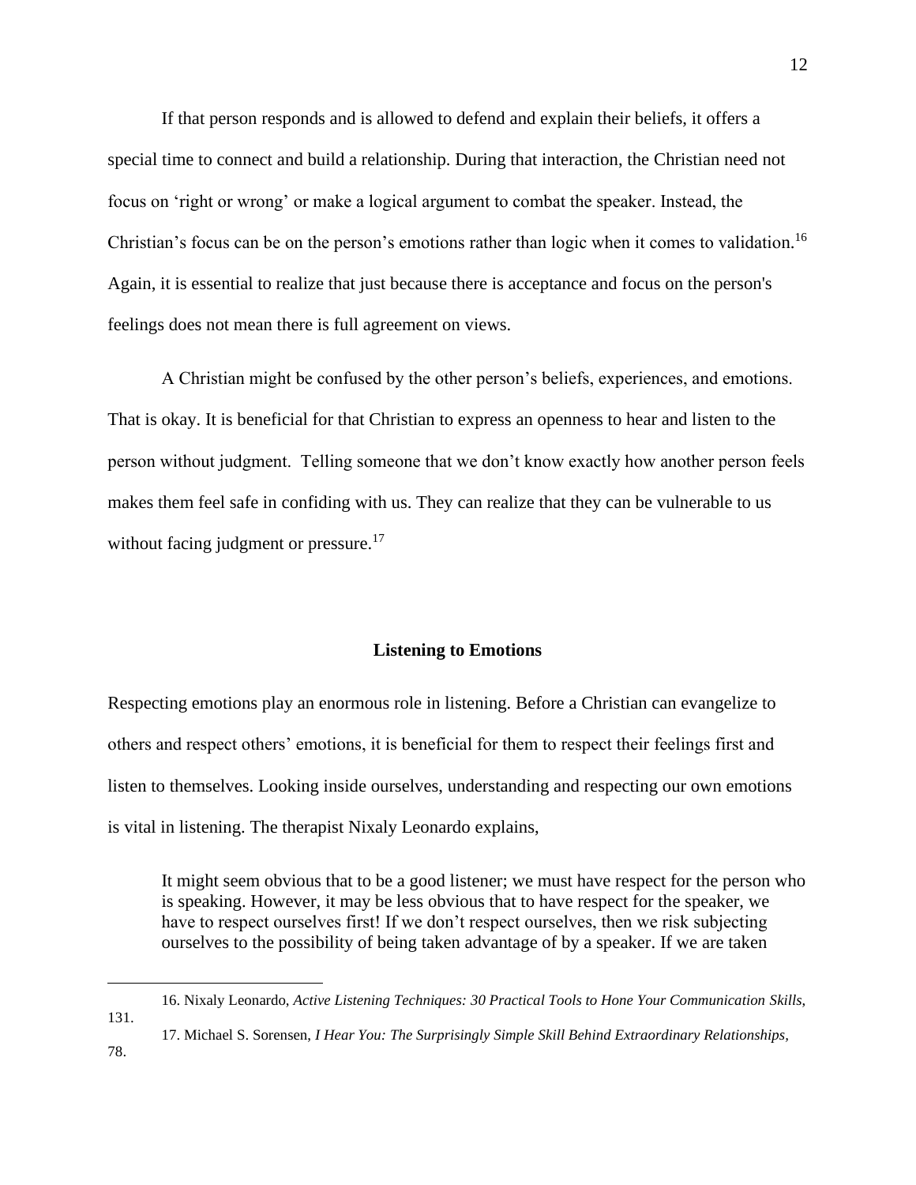If that person responds and is allowed to defend and explain their beliefs, it offers a special time to connect and build a relationship. During that interaction, the Christian need not focus on 'right or wrong' or make a logical argument to combat the speaker. Instead, the Christian's focus can be on the person's emotions rather than logic when it comes to validation.[16] Again, it is essential to realize that just because there is acceptance and focus on the person's feelings does not mean there is full agreement on views.

A Christian might be confused by the other person's beliefs, experiences, and emotions. That is okay. It is beneficial for that Christian to express an openness to hear and listen to the person without judgment.  Telling someone that we don't know exactly how another person feels makes them feel safe in confiding with us. They can realize that they can be vulnerable to us without facing judgment or pressure.[17]

### Listening to Emotions

Respecting emotions play an enormous role in listening. Before a Christian can evangelize to others and respect others' emotions, it is beneficial for them to respect their feelings first and listen to themselves. Looking inside ourselves, understanding and respecting our own emotions is vital in listening. The therapist Nixaly Leonardo explains,

> It might seem obvious that to be a good listener; we must have respect for the person who is speaking. However, it may be less obvious that to have respect for the speaker, we have to respect ourselves first! If we don't respect ourselves, then we risk subjecting ourselves to the possibility of being taken advantage of by a speaker. If we are taken

---

16. Nixaly Leonardo, *Active Listening Techniques: 30 Practical Tools to Hone Your Communication Skills*, 131.

17. Michael S. Sorensen, *I Hear You: The Surprisingly Simple Skill Behind Extraordinary Relationships*, 78.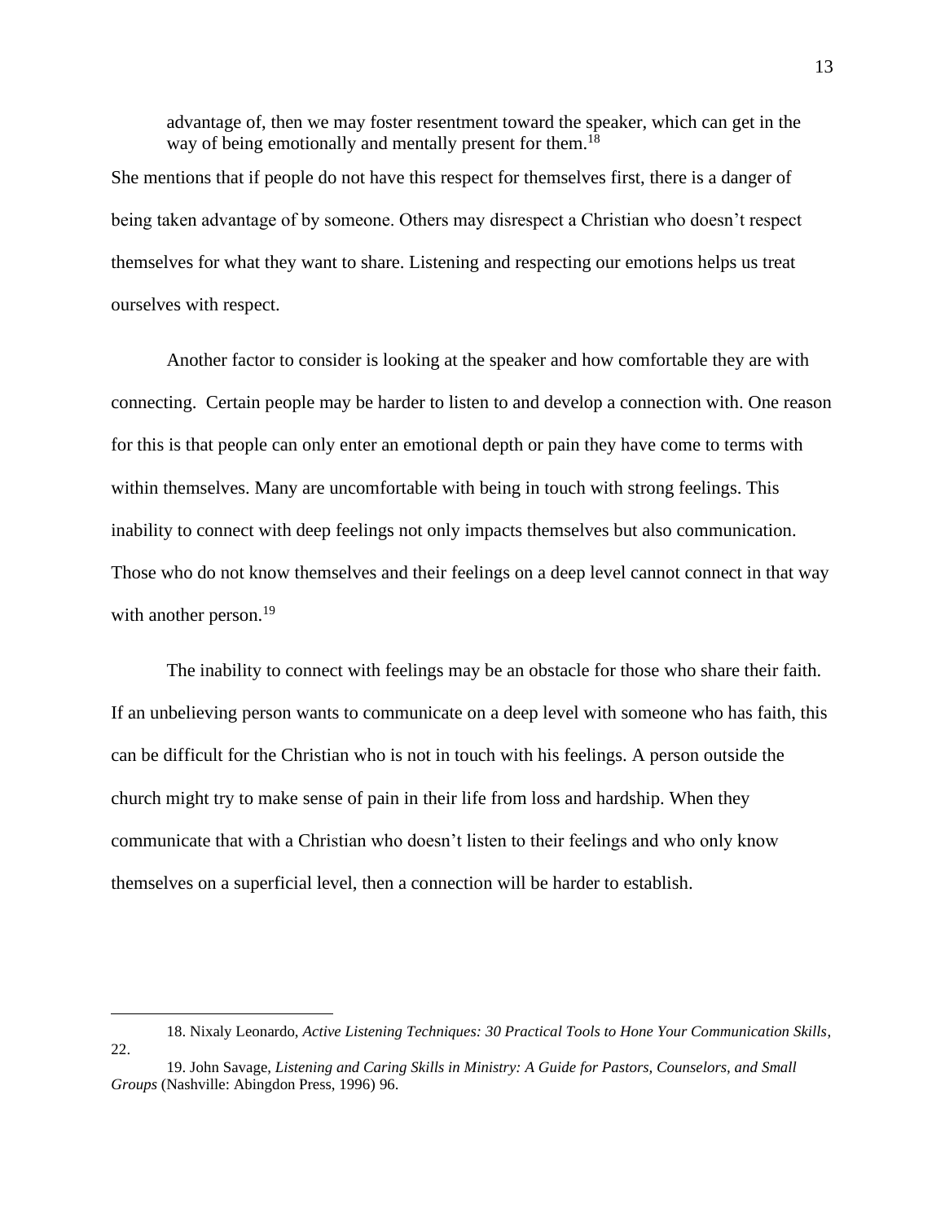> advantage of, then we may foster resentment toward the speaker, which can get in the way of being emotionally and mentally present for them.[18]

She mentions that if people do not have this respect for themselves first, there is a danger of being taken advantage of by someone. Others may disrespect a Christian who doesn't respect themselves for what they want to share. Listening and respecting our emotions helps us treat ourselves with respect.

Another factor to consider is looking at the speaker and how comfortable they are with connecting. Certain people may be harder to listen to and develop a connection with. One reason for this is that people can only enter an emotional depth or pain they have come to terms with within themselves. Many are uncomfortable with being in touch with strong feelings. This inability to connect with deep feelings not only impacts themselves but also communication. Those who do not know themselves and their feelings on a deep level cannot connect in that way with another person.[19]

The inability to connect with feelings may be an obstacle for those who share their faith. If an unbelieving person wants to communicate on a deep level with someone who has faith, this can be difficult for the Christian who is not in touch with his feelings. A person outside the church might try to make sense of pain in their life from loss and hardship. When they communicate that with a Christian who doesn't listen to their feelings and who only know themselves on a superficial level, then a connection will be harder to establish.

---

18. Nixaly Leonardo, *Active Listening Techniques: 30 Practical Tools to Hone Your Communication Skills*, 22.

19. John Savage, *Listening and Caring Skills in Ministry: A Guide for Pastors, Counselors, and Small Groups* (Nashville: Abingdon Press, 1996) 96.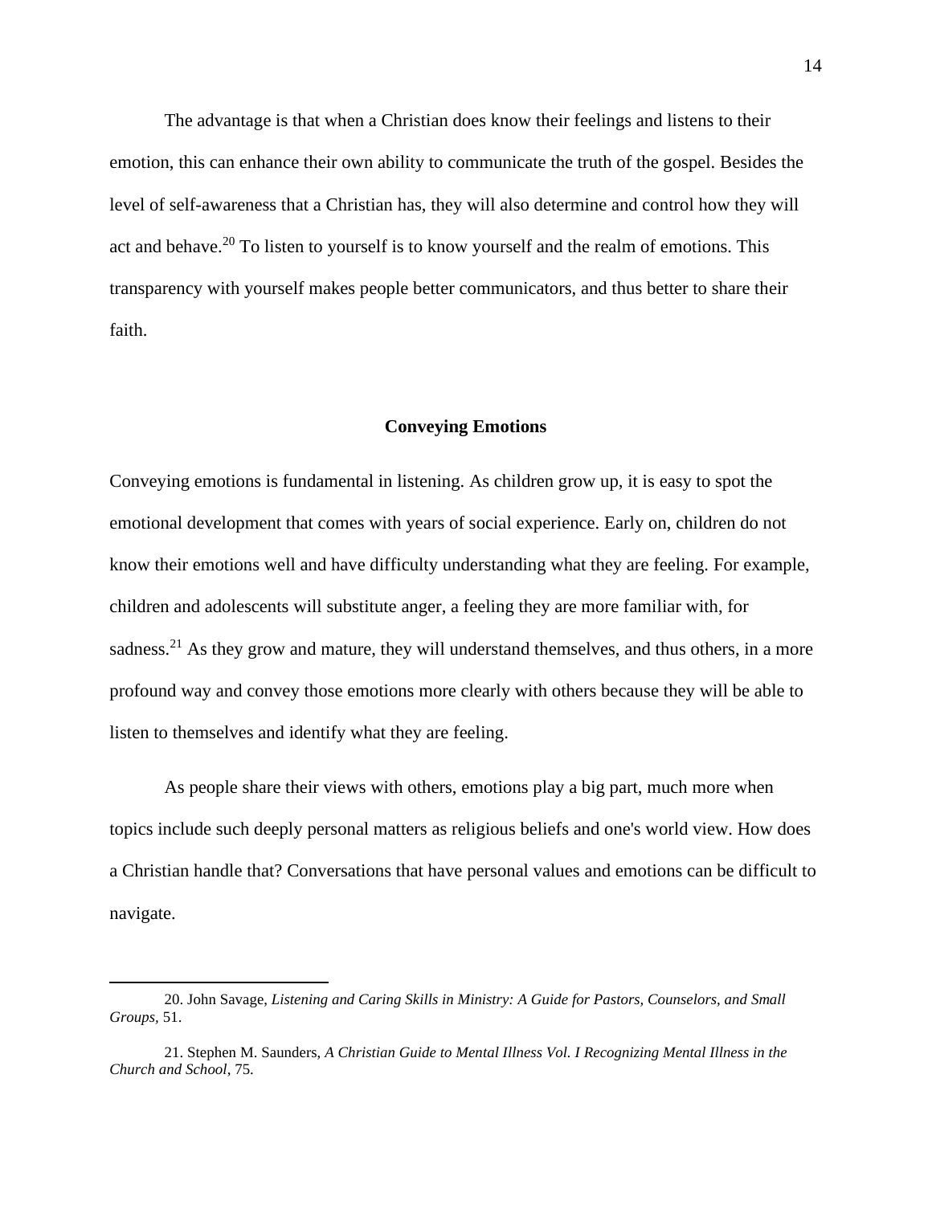The advantage is that when a Christian does know their feelings and listens to their emotion, this can enhance their own ability to communicate the truth of the gospel. Besides the level of self-awareness that a Christian has, they will also determine and control how they will act and behave.[20] To listen to yourself is to know yourself and the realm of emotions. This transparency with yourself makes people better communicators, and thus better to share their faith.

## Conveying Emotions

Conveying emotions is fundamental in listening. As children grow up, it is easy to spot the emotional development that comes with years of social experience. Early on, children do not know their emotions well and have difficulty understanding what they are feeling. For example, children and adolescents will substitute anger, a feeling they are more familiar with, for sadness.[21] As they grow and mature, they will understand themselves, and thus others, in a more profound way and convey those emotions more clearly with others because they will be able to listen to themselves and identify what they are feeling.

As people share their views with others, emotions play a big part, much more when topics include such deeply personal matters as religious beliefs and one's world view. How does a Christian handle that? Conversations that have personal values and emotions can be difficult to navigate.

---

20. John Savage, *Listening and Caring Skills in Ministry: A Guide for Pastors, Counselors, and Small Groups,* 51.

21. Stephen M. Saunders, *A Christian Guide to Mental Illness Vol. I Recognizing Mental Illness in the Church and School*, 75.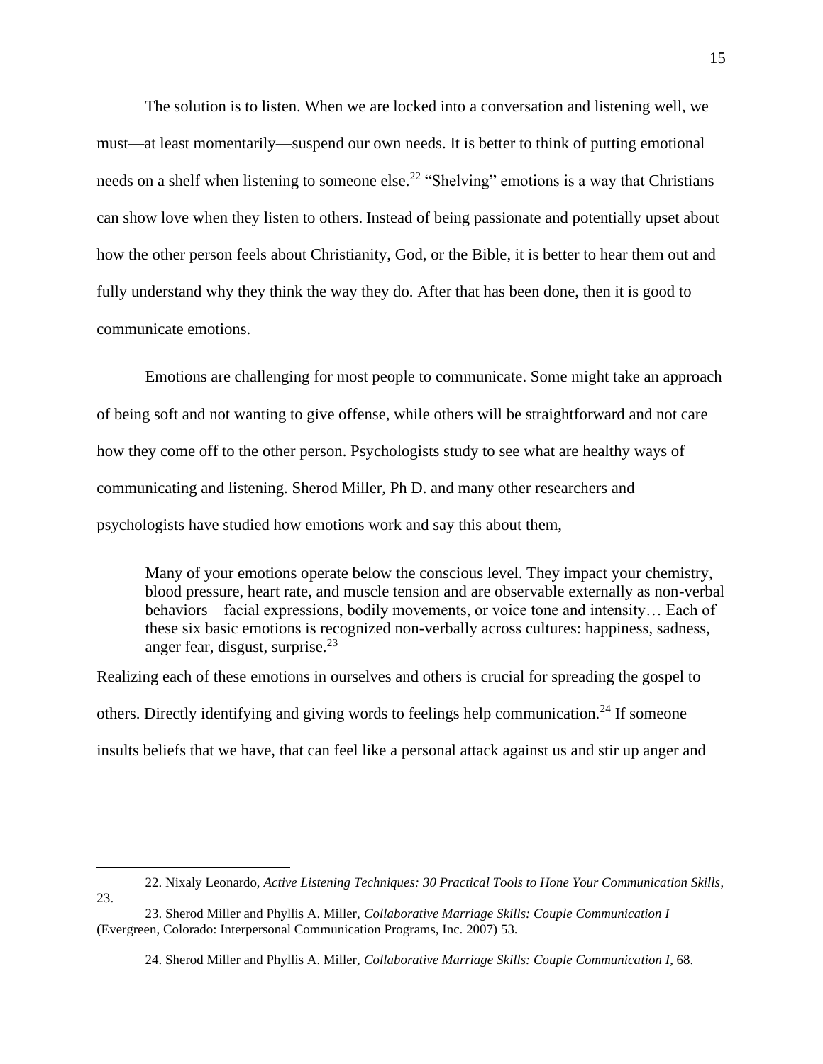The solution is to listen. When we are locked into a conversation and listening well, we must—at least momentarily—suspend our own needs. It is better to think of putting emotional needs on a shelf when listening to someone else.[22] "Shelving" emotions is a way that Christians can show love when they listen to others. Instead of being passionate and potentially upset about how the other person feels about Christianity, God, or the Bible, it is better to hear them out and fully understand why they think the way they do. After that has been done, then it is good to communicate emotions.

Emotions are challenging for most people to communicate. Some might take an approach of being soft and not wanting to give offense, while others will be straightforward and not care how they come off to the other person. Psychologists study to see what are healthy ways of communicating and listening. Sherod Miller, Ph D. and many other researchers and psychologists have studied how emotions work and say this about them,

> Many of your emotions operate below the conscious level. They impact your chemistry, blood pressure, heart rate, and muscle tension and are observable externally as non-verbal behaviors—facial expressions, bodily movements, or voice tone and intensity… Each of these six basic emotions is recognized non-verbally across cultures: happiness, sadness, anger fear, disgust, surprise.[23]

Realizing each of these emotions in ourselves and others is crucial for spreading the gospel to others. Directly identifying and giving words to feelings help communication.[24] If someone insults beliefs that we have, that can feel like a personal attack against us and stir up anger and

---

22. Nixaly Leonardo, *Active Listening Techniques: 30 Practical Tools to Hone Your Communication Skills*, 23.

23. Sherod Miller and Phyllis A. Miller, *Collaborative Marriage Skills: Couple Communication I* (Evergreen, Colorado: Interpersonal Communication Programs, Inc. 2007) 53.

24. Sherod Miller and Phyllis A. Miller, *Collaborative Marriage Skills: Couple Communication I*, 68.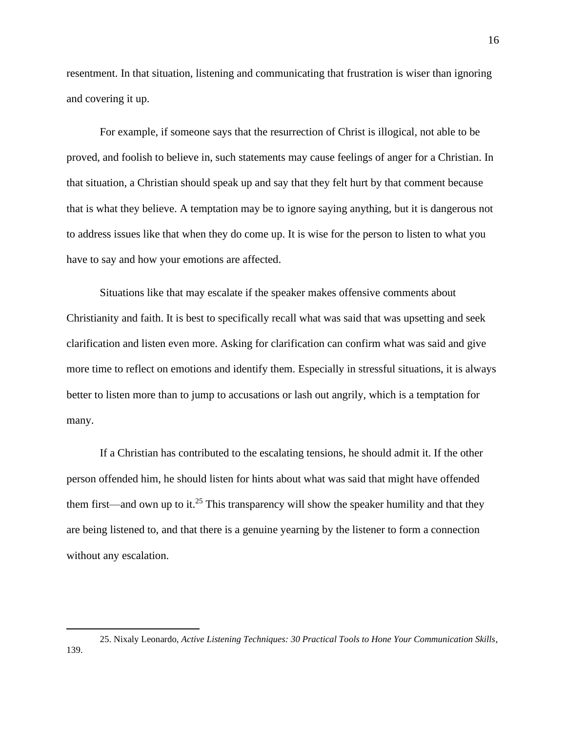resentment. In that situation, listening and communicating that frustration is wiser than ignoring and covering it up.

For example, if someone says that the resurrection of Christ is illogical, not able to be proved, and foolish to believe in, such statements may cause feelings of anger for a Christian. In that situation, a Christian should speak up and say that they felt hurt by that comment because that is what they believe. A temptation may be to ignore saying anything, but it is dangerous not to address issues like that when they do come up. It is wise for the person to listen to what you have to say and how your emotions are affected.

Situations like that may escalate if the speaker makes offensive comments about Christianity and faith. It is best to specifically recall what was said that was upsetting and seek clarification and listen even more. Asking for clarification can confirm what was said and give more time to reflect on emotions and identify them. Especially in stressful situations, it is always better to listen more than to jump to accusations or lash out angrily, which is a temptation for many.

If a Christian has contributed to the escalating tensions, he should admit it. If the other person offended him, he should listen for hints about what was said that might have offended them first—and own up to it.[25] This transparency will show the speaker humility and that they are being listened to, and that there is a genuine yearning by the listener to form a connection without any escalation.

---

25. Nixaly Leonardo, *Active Listening Techniques: 30 Practical Tools to Hone Your Communication Skills*, 139.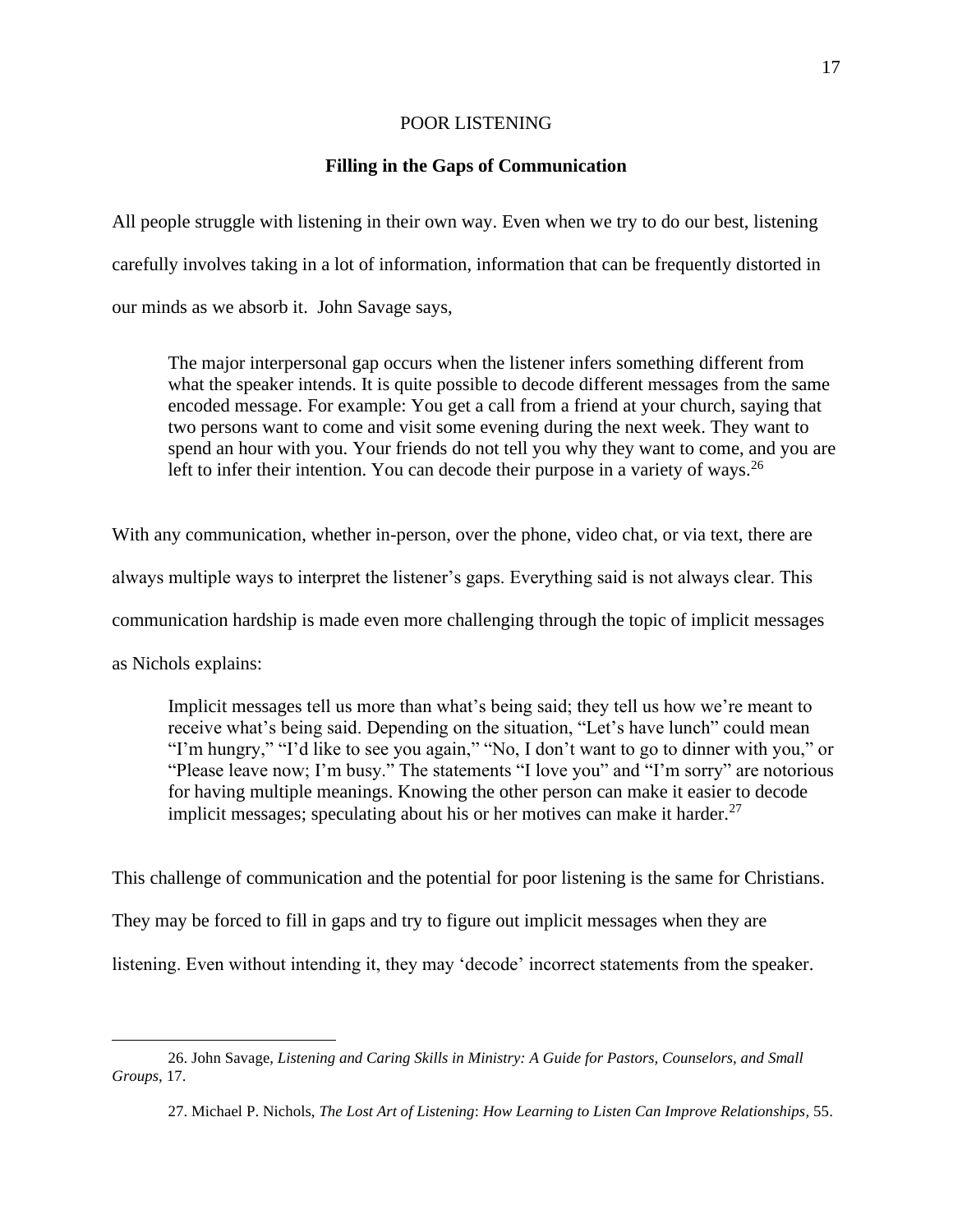POOR LISTENING

**Filling in the Gaps of Communication**

All people struggle with listening in their own way. Even when we try to do our best, listening carefully involves taking in a lot of information, information that can be frequently distorted in our minds as we absorb it. John Savage says,

> The major interpersonal gap occurs when the listener infers something different from what the speaker intends. It is quite possible to decode different messages from the same encoded message. For example: You get a call from a friend at your church, saying that two persons want to come and visit some evening during the next week. They want to spend an hour with you. Your friends do not tell you why they want to come, and you are left to infer their intention. You can decode their purpose in a variety of ways.[26]

With any communication, whether in-person, over the phone, video chat, or via text, there are always multiple ways to interpret the listener's gaps. Everything said is not always clear. This communication hardship is made even more challenging through the topic of implicit messages as Nichols explains:

> Implicit messages tell us more than what's being said; they tell us how we're meant to receive what's being said. Depending on the situation, "Let's have lunch" could mean "I'm hungry," "I'd like to see you again," "No, I don't want to go to dinner with you," or "Please leave now; I'm busy." The statements "I love you" and "I'm sorry" are notorious for having multiple meanings. Knowing the other person can make it easier to decode implicit messages; speculating about his or her motives can make it harder.[27]

This challenge of communication and the potential for poor listening is the same for Christians. They may be forced to fill in gaps and try to figure out implicit messages when they are listening. Even without intending it, they may 'decode' incorrect statements from the speaker.

---

26. John Savage, *Listening and Caring Skills in Ministry: A Guide for Pastors, Counselors, and Small Groups*, 17.

27. Michael P. Nichols, *The Lost Art of Listening*: *How Learning to Listen Can Improve Relationships*, 55.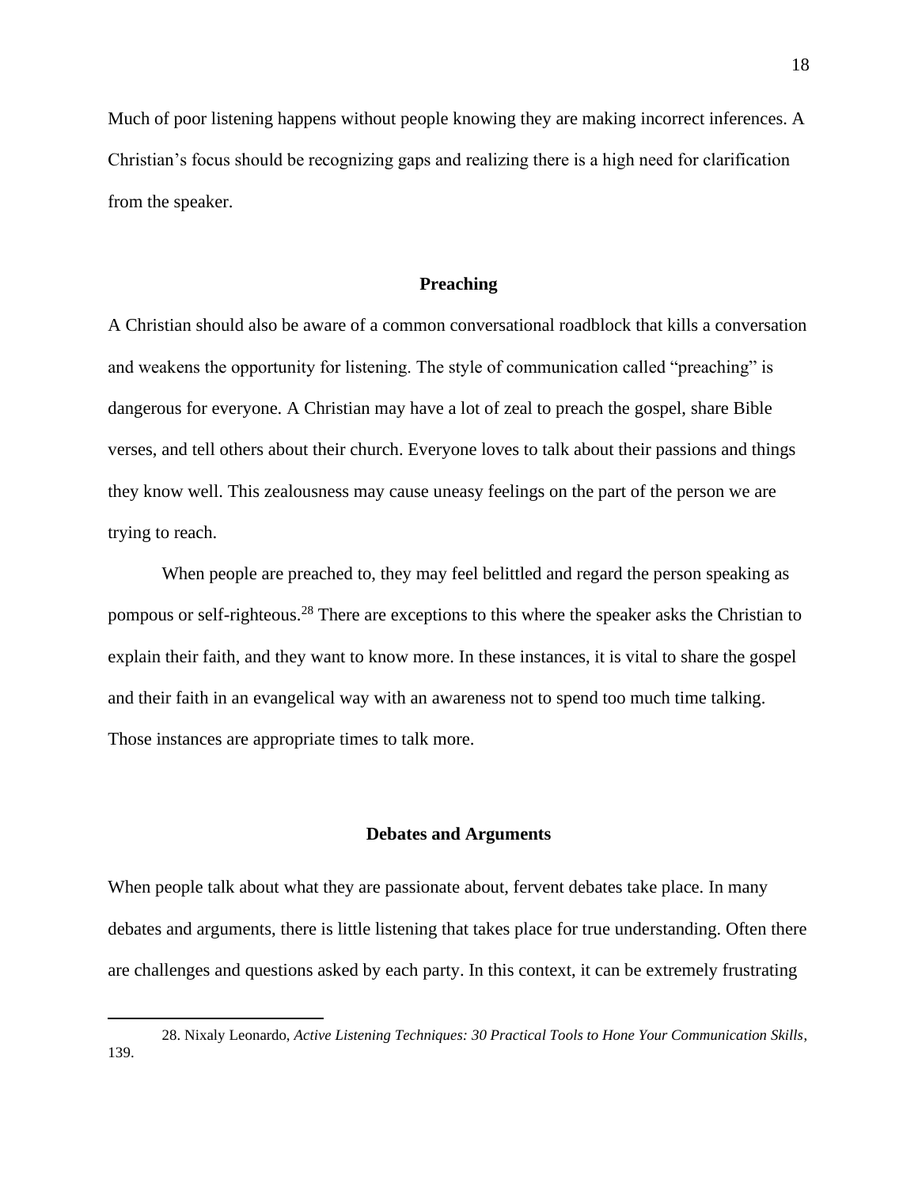Much of poor listening happens without people knowing they are making incorrect inferences. A Christian's focus should be recognizing gaps and realizing there is a high need for clarification from the speaker.

### Preaching

A Christian should also be aware of a common conversational roadblock that kills a conversation and weakens the opportunity for listening. The style of communication called "preaching" is dangerous for everyone. A Christian may have a lot of zeal to preach the gospel, share Bible verses, and tell others about their church. Everyone loves to talk about their passions and things they know well. This zealousness may cause uneasy feelings on the part of the person we are trying to reach.

When people are preached to, they may feel belittled and regard the person speaking as pompous or self-righteous.[28] There are exceptions to this where the speaker asks the Christian to explain their faith, and they want to know more. In these instances, it is vital to share the gospel and their faith in an evangelical way with an awareness not to spend too much time talking. Those instances are appropriate times to talk more.

### Debates and Arguments

When people talk about what they are passionate about, fervent debates take place. In many debates and arguments, there is little listening that takes place for true understanding. Often there are challenges and questions asked by each party. In this context, it can be extremely frustrating

---

28. Nixaly Leonardo, *Active Listening Techniques: 30 Practical Tools to Hone Your Communication Skills*, 139.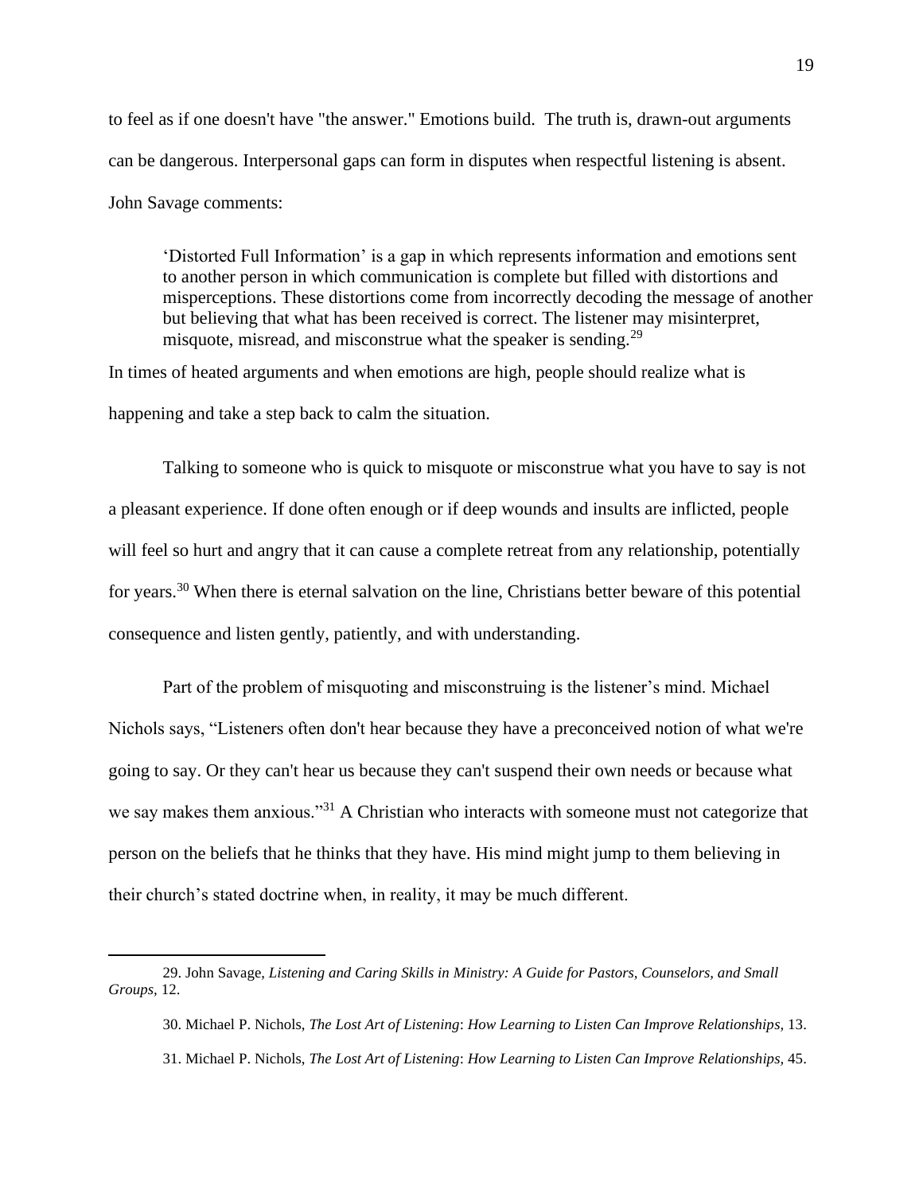to feel as if one doesn't have "the answer." Emotions build. The truth is, drawn-out arguments can be dangerous. Interpersonal gaps can form in disputes when respectful listening is absent. John Savage comments:

> 'Distorted Full Information' is a gap in which represents information and emotions sent to another person in which communication is complete but filled with distortions and misperceptions. These distortions come from incorrectly decoding the message of another but believing that what has been received is correct. The listener may misinterpret, misquote, misread, and misconstrue what the speaker is sending.[29]

In times of heated arguments and when emotions are high, people should realize what is happening and take a step back to calm the situation.

Talking to someone who is quick to misquote or misconstrue what you have to say is not a pleasant experience. If done often enough or if deep wounds and insults are inflicted, people will feel so hurt and angry that it can cause a complete retreat from any relationship, potentially for years.[30] When there is eternal salvation on the line, Christians better beware of this potential consequence and listen gently, patiently, and with understanding.

Part of the problem of misquoting and misconstruing is the listener's mind. Michael Nichols says, "Listeners often don't hear because they have a preconceived notion of what we're going to say. Or they can't hear us because they can't suspend their own needs or because what we say makes them anxious."[31] A Christian who interacts with someone must not categorize that person on the beliefs that he thinks that they have. His mind might jump to them believing in their church's stated doctrine when, in reality, it may be much different.

---

29. John Savage, *Listening and Caring Skills in Ministry: A Guide for Pastors, Counselors, and Small Groups,* 12.

30. Michael P. Nichols, *The Lost Art of Listening*: *How Learning to Listen Can Improve Relationships,* 13.

31. Michael P. Nichols, *The Lost Art of Listening*: *How Learning to Listen Can Improve Relationships,* 45.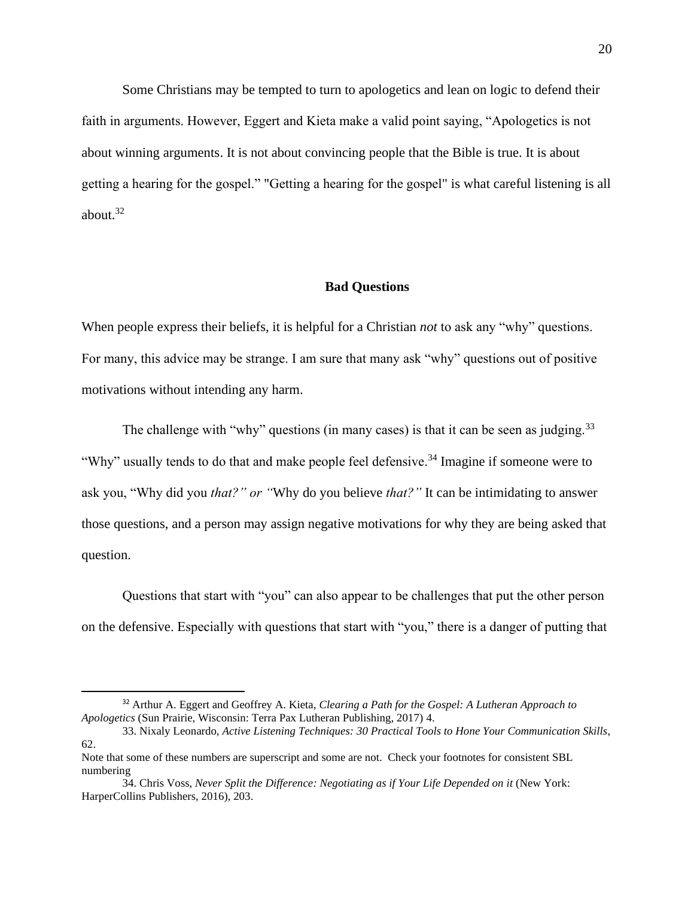Some Christians may be tempted to turn to apologetics and lean on logic to defend their faith in arguments. However, Eggert and Kieta make a valid point saying, "Apologetics is not about winning arguments. It is not about convincing people that the Bible is true. It is about getting a hearing for the gospel." "Getting a hearing for the gospel" is what careful listening is all about.[32]

## Bad Questions

When people express their beliefs, it is helpful for a Christian *not* to ask any "why" questions. For many, this advice may be strange. I am sure that many ask "why" questions out of positive motivations without intending any harm.

The challenge with "why" questions (in many cases) is that it can be seen as judging.[33] "Why" usually tends to do that and make people feel defensive.[34] Imagine if someone were to ask you, "Why did you *that?" or "*Why do you believe *that?"* It can be intimidating to answer those questions, and a person may assign negative motivations for why they are being asked that question.

Questions that start with "you" can also appear to be challenges that put the other person on the defensive. Especially with questions that start with "you," there is a danger of putting that

---

[32] Arthur A. Eggert and Geoffrey A. Kieta, *Clearing a Path for the Gospel: A Lutheran Approach to Apologetics* (Sun Prairie, Wisconsin: Terra Pax Lutheran Publishing, 2017) 4.

33. Nixaly Leonardo, *Active Listening Techniques: 30 Practical Tools to Hone Your Communication Skills*, 62.

Note that some of these numbers are superscript and some are not. Check your footnotes for consistent SBL numbering

34. Chris Voss, *Never Split the Difference: Negotiating as if Your Life Depended on it* (New York: HarperCollins Publishers, 2016), 203.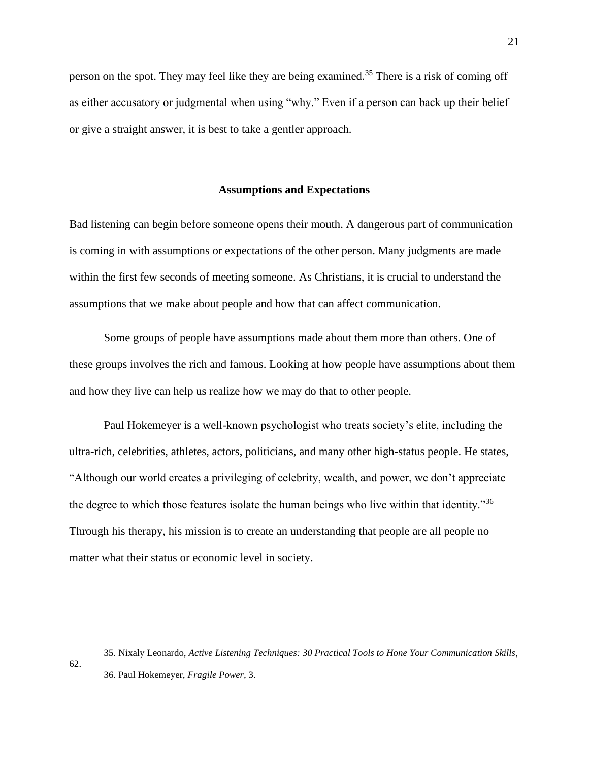person on the spot. They may feel like they are being examined.[35] There is a risk of coming off as either accusatory or judgmental when using “why.” Even if a person can back up their belief or give a straight answer, it is best to take a gentler approach.

### Assumptions and Expectations

Bad listening can begin before someone opens their mouth. A dangerous part of communication is coming in with assumptions or expectations of the other person. Many judgments are made within the first few seconds of meeting someone. As Christians, it is crucial to understand the assumptions that we make about people and how that can affect communication.

Some groups of people have assumptions made about them more than others. One of these groups involves the rich and famous. Looking at how people have assumptions about them and how they live can help us realize how we may do that to other people.

Paul Hokemeyer is a well-known psychologist who treats society’s elite, including the ultra-rich, celebrities, athletes, actors, politicians, and many other high-status people. He states, “Although our world creates a privileging of celebrity, wealth, and power, we don’t appreciate the degree to which those features isolate the human beings who live within that identity.”[36] Through his therapy, his mission is to create an understanding that people are all people no matter what their status or economic level in society.

---

35. Nixaly Leonardo, *Active Listening Techniques: 30 Practical Tools to Hone Your Communication Skills*, 62.

36. Paul Hokemeyer, *Fragile Power,* 3.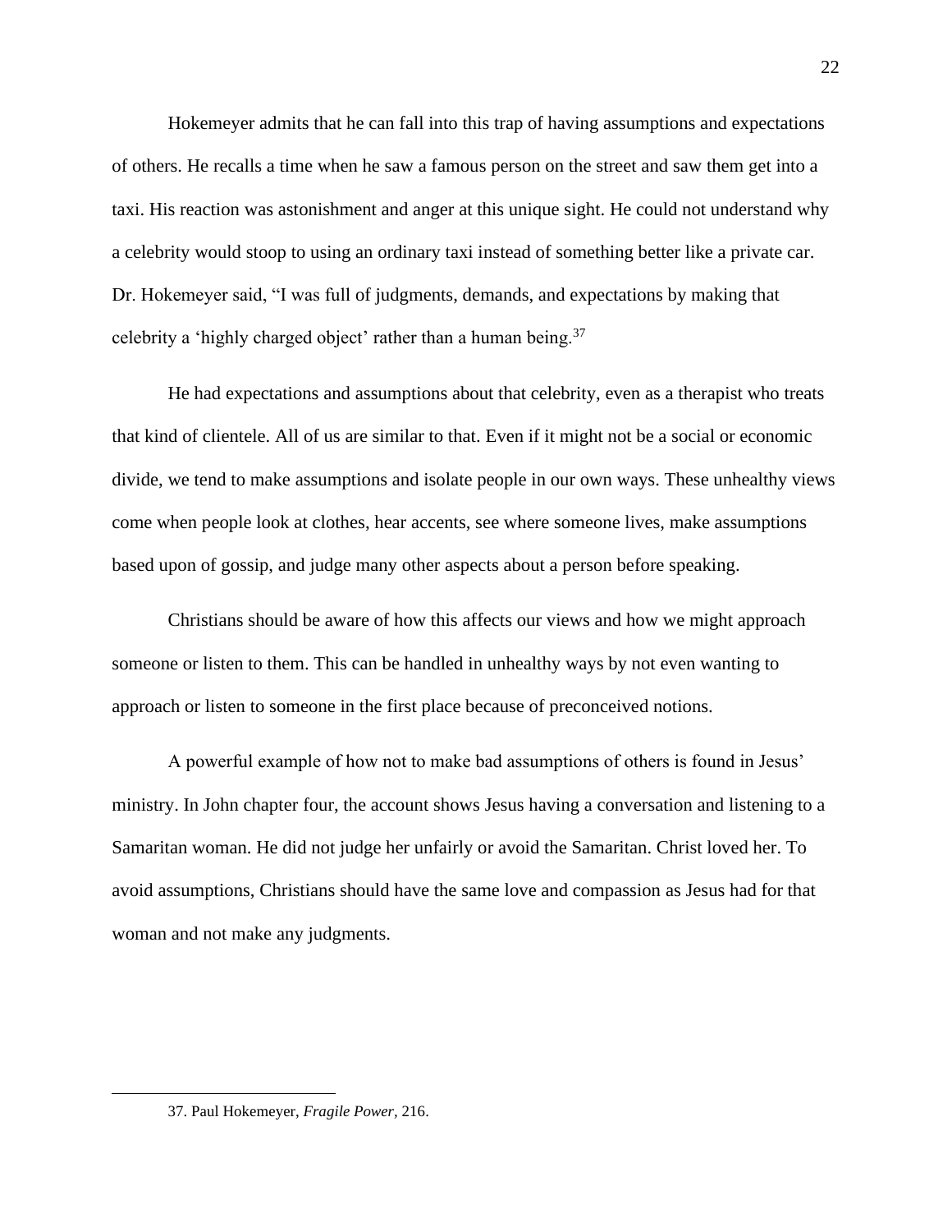Hokemeyer admits that he can fall into this trap of having assumptions and expectations of others. He recalls a time when he saw a famous person on the street and saw them get into a taxi. His reaction was astonishment and anger at this unique sight. He could not understand why a celebrity would stoop to using an ordinary taxi instead of something better like a private car. Dr. Hokemeyer said, "I was full of judgments, demands, and expectations by making that celebrity a 'highly charged object' rather than a human being.[37]

He had expectations and assumptions about that celebrity, even as a therapist who treats that kind of clientele. All of us are similar to that. Even if it might not be a social or economic divide, we tend to make assumptions and isolate people in our own ways. These unhealthy views come when people look at clothes, hear accents, see where someone lives, make assumptions based upon of gossip, and judge many other aspects about a person before speaking.

Christians should be aware of how this affects our views and how we might approach someone or listen to them. This can be handled in unhealthy ways by not even wanting to approach or listen to someone in the first place because of preconceived notions.

A powerful example of how not to make bad assumptions of others is found in Jesus' ministry. In John chapter four, the account shows Jesus having a conversation and listening to a Samaritan woman. He did not judge her unfairly or avoid the Samaritan. Christ loved her. To avoid assumptions, Christians should have the same love and compassion as Jesus had for that woman and not make any judgments.

---

37. Paul Hokemeyer, *Fragile Power,* 216.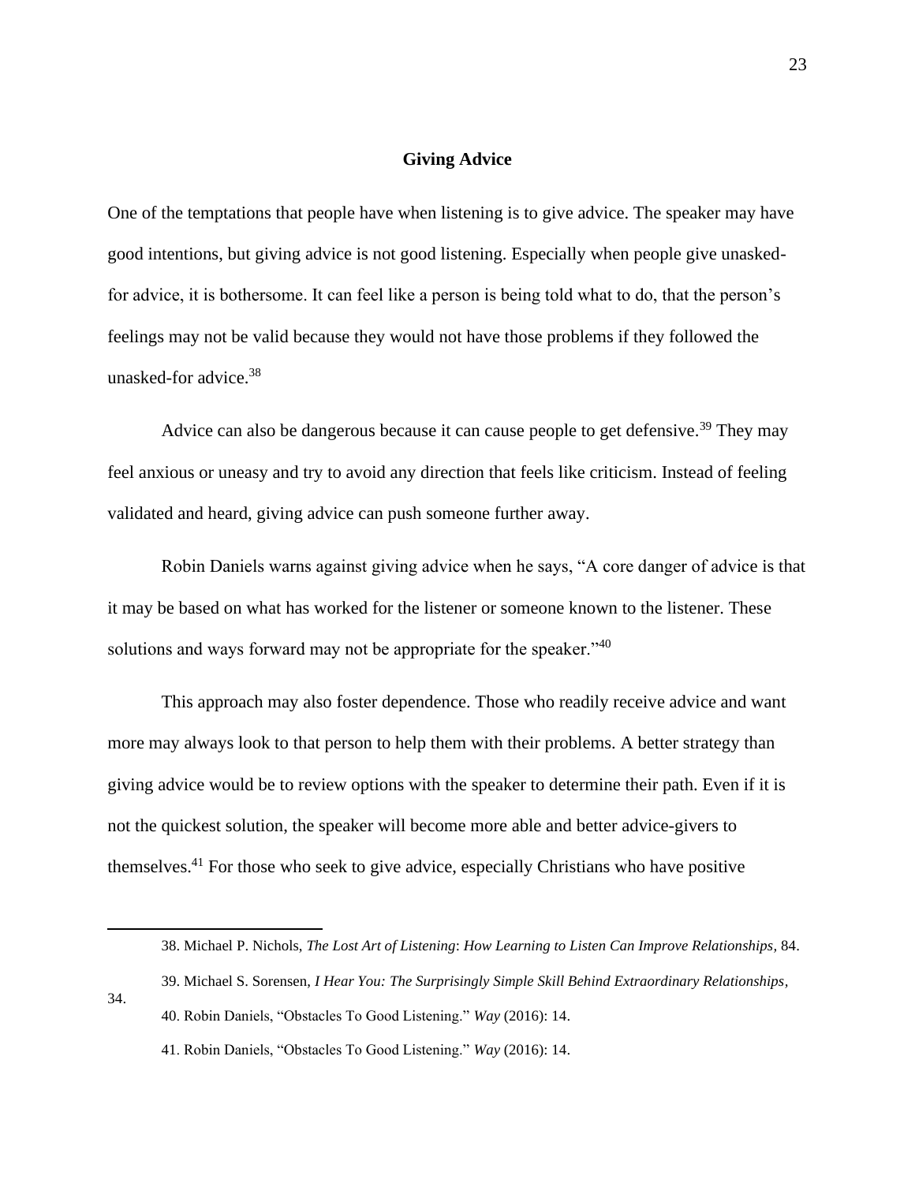## Giving Advice

One of the temptations that people have when listening is to give advice. The speaker may have good intentions, but giving advice is not good listening. Especially when people give unasked-for advice, it is bothersome. It can feel like a person is being told what to do, that the person's feelings may not be valid because they would not have those problems if they followed the unasked-for advice.[38]

Advice can also be dangerous because it can cause people to get defensive.[39] They may feel anxious or uneasy and try to avoid any direction that feels like criticism. Instead of feeling validated and heard, giving advice can push someone further away.

Robin Daniels warns against giving advice when he says, "A core danger of advice is that it may be based on what has worked for the listener or someone known to the listener. These solutions and ways forward may not be appropriate for the speaker."[40]

This approach may also foster dependence. Those who readily receive advice and want more may always look to that person to help them with their problems. A better strategy than giving advice would be to review options with the speaker to determine their path. Even if it is not the quickest solution, the speaker will become more able and better advice-givers to themselves.[41] For those who seek to give advice, especially Christians who have positive

---

38. Michael P. Nichols, *The Lost Art of Listening*: *How Learning to Listen Can Improve Relationships*, 84.

39. Michael S. Sorensen, *I Hear You: The Surprisingly Simple Skill Behind Extraordinary Relationships*, 34.

40. Robin Daniels, "Obstacles To Good Listening." *Way* (2016): 14.

41. Robin Daniels, "Obstacles To Good Listening." *Way* (2016): 14.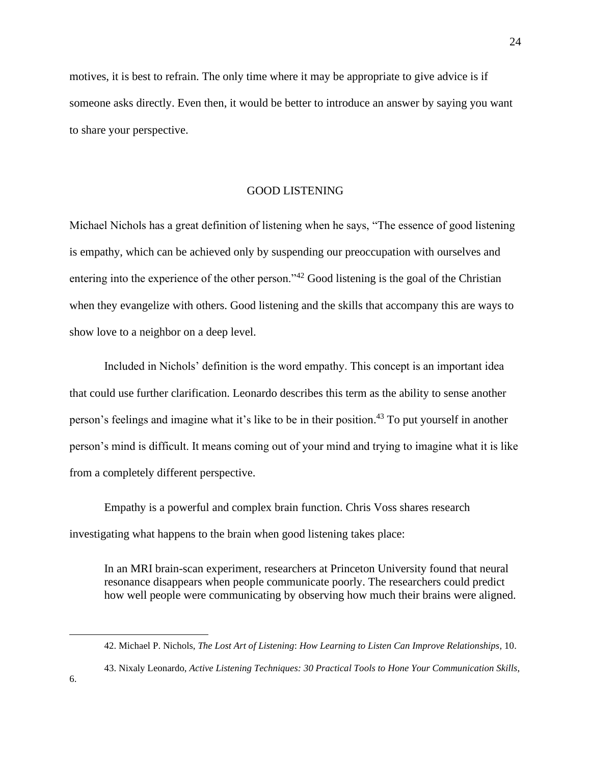motives, it is best to refrain. The only time where it may be appropriate to give advice is if someone asks directly. Even then, it would be better to introduce an answer by saying you want to share your perspective.

## GOOD LISTENING

Michael Nichols has a great definition of listening when he says, “The essence of good listening is empathy, which can be achieved only by suspending our preoccupation with ourselves and entering into the experience of the other person.”[42] Good listening is the goal of the Christian when they evangelize with others. Good listening and the skills that accompany this are ways to show love to a neighbor on a deep level.

Included in Nichols’ definition is the word empathy. This concept is an important idea that could use further clarification. Leonardo describes this term as the ability to sense another person’s feelings and imagine what it’s like to be in their position.[43] To put yourself in another person’s mind is difficult. It means coming out of your mind and trying to imagine what it is like from a completely different perspective.

Empathy is a powerful and complex brain function. Chris Voss shares research investigating what happens to the brain when good listening takes place:

> In an MRI brain-scan experiment, researchers at Princeton University found that neural resonance disappears when people communicate poorly. The researchers could predict how well people were communicating by observing how much their brains were aligned.

---

42. Michael P. Nichols, *The Lost Art of Listening*: *How Learning to Listen Can Improve Relationships*, 10.

43. Nixaly Leonardo, *Active Listening Techniques: 30 Practical Tools to Hone Your Communication Skills*, 6.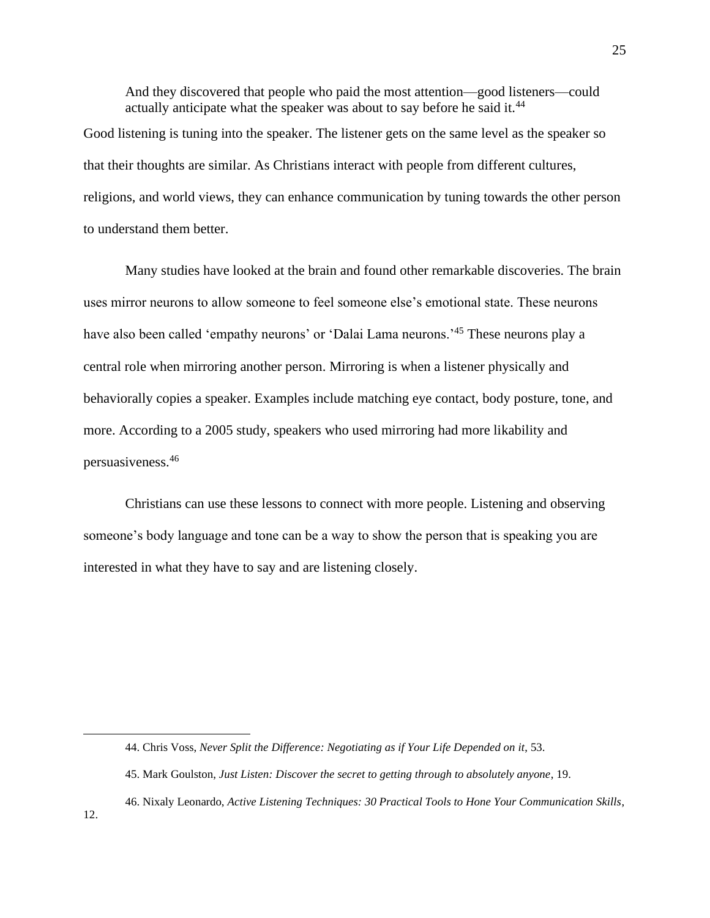> And they discovered that people who paid the most attention—good listeners—could actually anticipate what the speaker was about to say before he said it.[44]

Good listening is tuning into the speaker. The listener gets on the same level as the speaker so that their thoughts are similar. As Christians interact with people from different cultures, religions, and world views, they can enhance communication by tuning towards the other person to understand them better.

Many studies have looked at the brain and found other remarkable discoveries. The brain uses mirror neurons to allow someone to feel someone else's emotional state. These neurons have also been called 'empathy neurons' or 'Dalai Lama neurons.'[45] These neurons play a central role when mirroring another person. Mirroring is when a listener physically and behaviorally copies a speaker. Examples include matching eye contact, body posture, tone, and more. According to a 2005 study, speakers who used mirroring had more likability and persuasiveness.[46]

Christians can use these lessons to connect with more people. Listening and observing someone's body language and tone can be a way to show the person that is speaking you are interested in what they have to say and are listening closely.

---

44. Chris Voss, *Never Split the Difference: Negotiating as if Your Life Depended on it*, 53.

45. Mark Goulston, *Just Listen: Discover the secret to getting through to absolutely anyone*, 19.

46. Nixaly Leonardo, *Active Listening Techniques: 30 Practical Tools to Hone Your Communication Skills*, 12.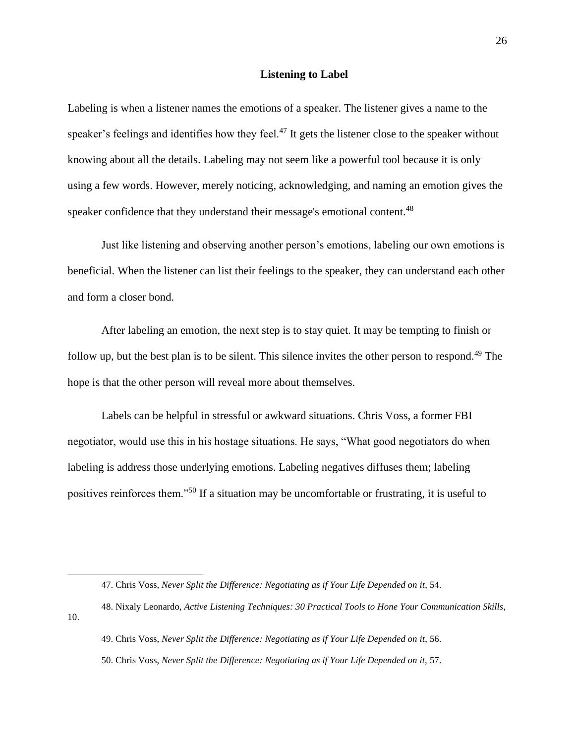## Listening to Label

Labeling is when a listener names the emotions of a speaker. The listener gives a name to the speaker's feelings and identifies how they feel.[47] It gets the listener close to the speaker without knowing about all the details. Labeling may not seem like a powerful tool because it is only using a few words. However, merely noticing, acknowledging, and naming an emotion gives the speaker confidence that they understand their message's emotional content.[48]

Just like listening and observing another person's emotions, labeling our own emotions is beneficial. When the listener can list their feelings to the speaker, they can understand each other and form a closer bond.

After labeling an emotion, the next step is to stay quiet. It may be tempting to finish or follow up, but the best plan is to be silent. This silence invites the other person to respond.[49] The hope is that the other person will reveal more about themselves.

Labels can be helpful in stressful or awkward situations. Chris Voss, a former FBI negotiator, would use this in his hostage situations. He says, "What good negotiators do when labeling is address those underlying emotions. Labeling negatives diffuses them; labeling positives reinforces them."[50] If a situation may be uncomfortable or frustrating, it is useful to

---

47. Chris Voss, *Never Split the Difference: Negotiating as if Your Life Depended on it*, 54.

48. Nixaly Leonardo, *Active Listening Techniques: 30 Practical Tools to Hone Your Communication Skills*, 10.

49. Chris Voss, *Never Split the Difference: Negotiating as if Your Life Depended on it*, 56.

50. Chris Voss, *Never Split the Difference: Negotiating as if Your Life Depended on it*, 57.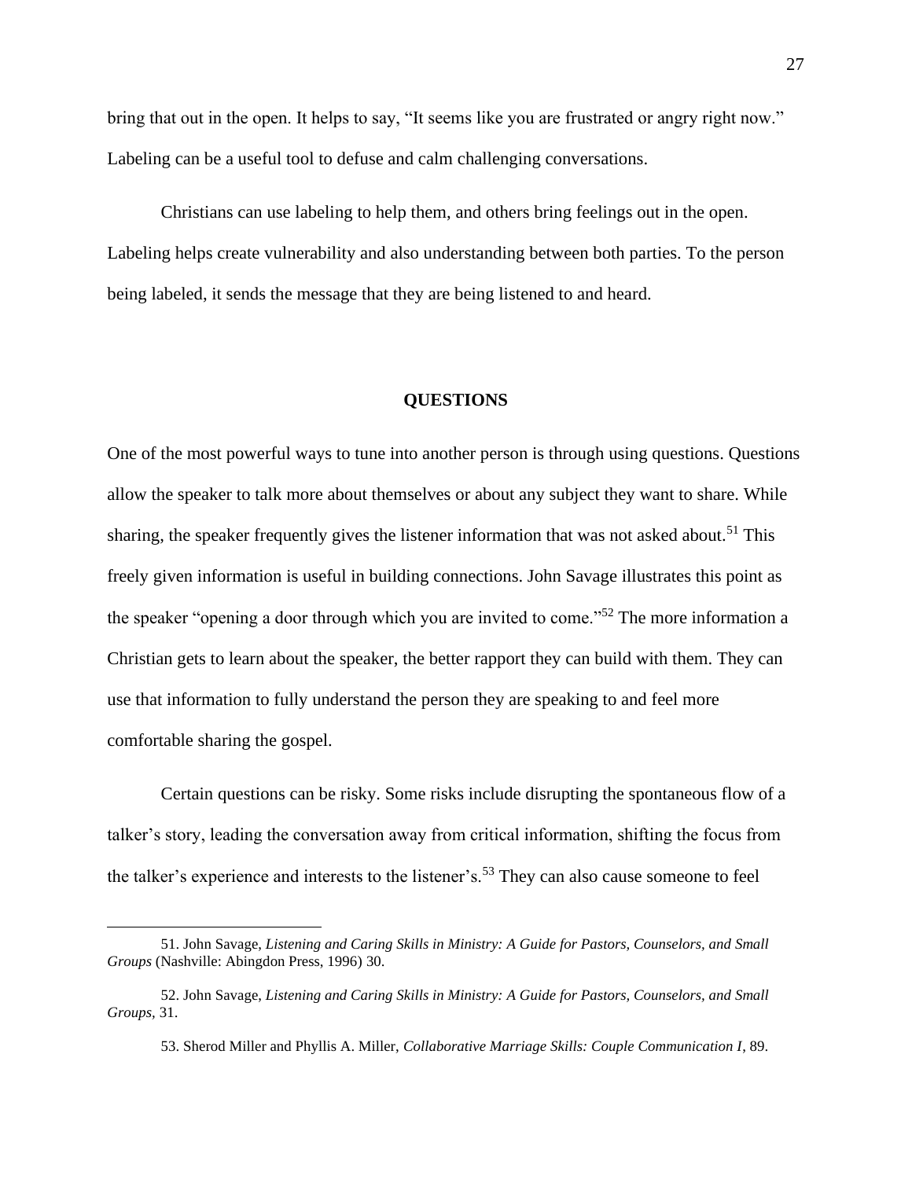bring that out in the open. It helps to say, "It seems like you are frustrated or angry right now." Labeling can be a useful tool to defuse and calm challenging conversations.

Christians can use labeling to help them, and others bring feelings out in the open. Labeling helps create vulnerability and also understanding between both parties. To the person being labeled, it sends the message that they are being listened to and heard.

## QUESTIONS

One of the most powerful ways to tune into another person is through using questions. Questions allow the speaker to talk more about themselves or about any subject they want to share. While sharing, the speaker frequently gives the listener information that was not asked about.[51] This freely given information is useful in building connections. John Savage illustrates this point as the speaker "opening a door through which you are invited to come."[52] The more information a Christian gets to learn about the speaker, the better rapport they can build with them. They can use that information to fully understand the person they are speaking to and feel more comfortable sharing the gospel.

Certain questions can be risky. Some risks include disrupting the spontaneous flow of a talker's story, leading the conversation away from critical information, shifting the focus from the talker's experience and interests to the listener's.[53] They can also cause someone to feel

---

51. John Savage, *Listening and Caring Skills in Ministry: A Guide for Pastors, Counselors, and Small Groups* (Nashville: Abingdon Press, 1996) 30.

52. John Savage, *Listening and Caring Skills in Ministry: A Guide for Pastors, Counselors, and Small Groups,* 31.

53. Sherod Miller and Phyllis A. Miller, *Collaborative Marriage Skills: Couple Communication I*, 89.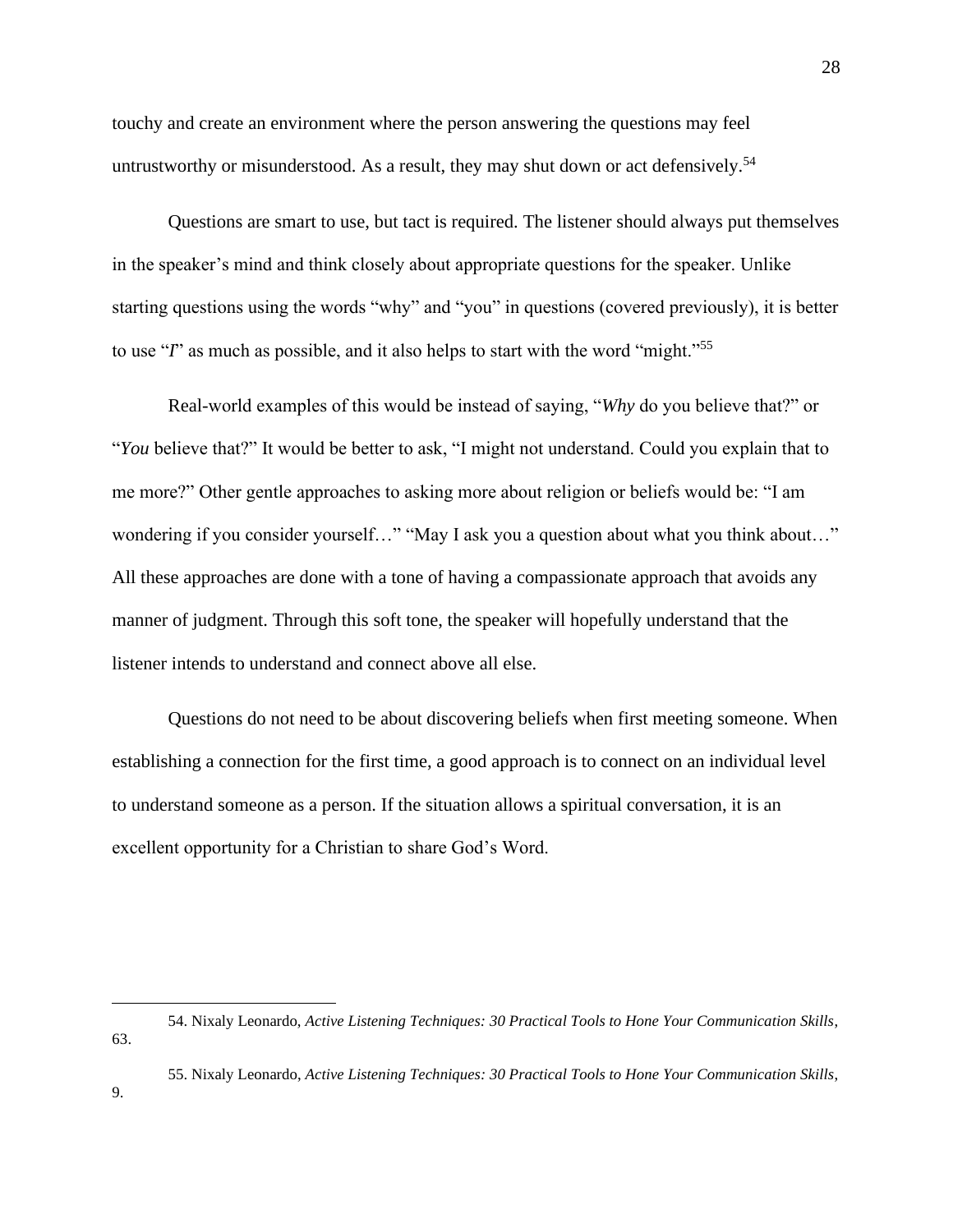touchy and create an environment where the person answering the questions may feel untrustworthy or misunderstood. As a result, they may shut down or act defensively.[54]

Questions are smart to use, but tact is required. The listener should always put themselves in the speaker's mind and think closely about appropriate questions for the speaker. Unlike starting questions using the words "why" and "you" in questions (covered previously), it is better to use "*I*" as much as possible, and it also helps to start with the word "might."[55]

Real-world examples of this would be instead of saying, "*Why* do you believe that?" or "*You* believe that?" It would be better to ask, "I might not understand. Could you explain that to me more?" Other gentle approaches to asking more about religion or beliefs would be: "I am wondering if you consider yourself…" "May I ask you a question about what you think about…" All these approaches are done with a tone of having a compassionate approach that avoids any manner of judgment. Through this soft tone, the speaker will hopefully understand that the listener intends to understand and connect above all else.

Questions do not need to be about discovering beliefs when first meeting someone. When establishing a connection for the first time, a good approach is to connect on an individual level to understand someone as a person. If the situation allows a spiritual conversation, it is an excellent opportunity for a Christian to share God's Word.

---

54. Nixaly Leonardo, *Active Listening Techniques: 30 Practical Tools to Hone Your Communication Skills*, 63.

55. Nixaly Leonardo, *Active Listening Techniques: 30 Practical Tools to Hone Your Communication Skills*, 9.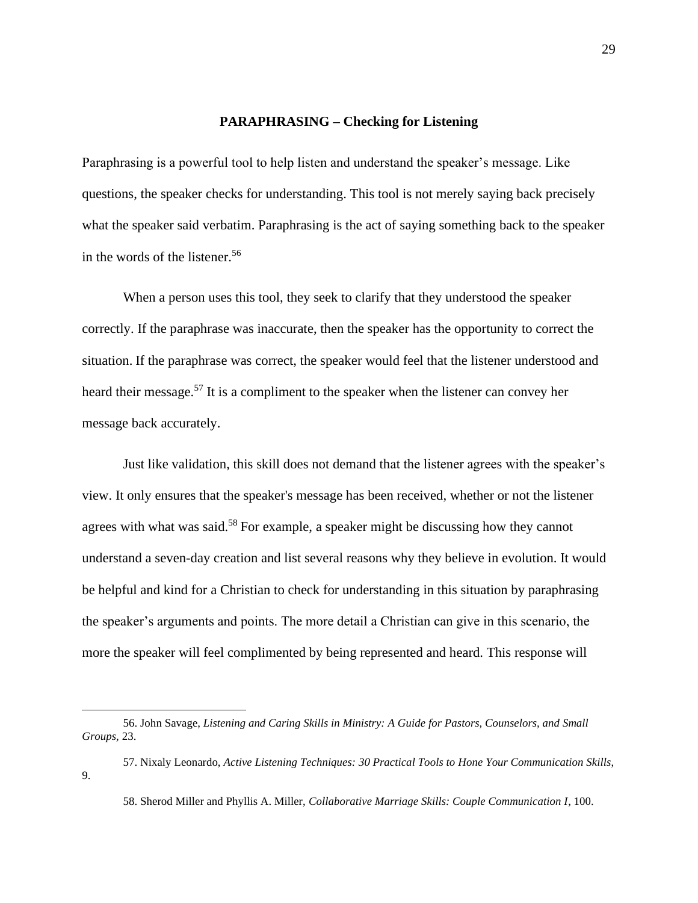## PARAPHRASING – Checking for Listening

Paraphrasing is a powerful tool to help listen and understand the speaker's message. Like questions, the speaker checks for understanding. This tool is not merely saying back precisely what the speaker said verbatim. Paraphrasing is the act of saying something back to the speaker in the words of the listener.[56]

When a person uses this tool, they seek to clarify that they understood the speaker correctly. If the paraphrase was inaccurate, then the speaker has the opportunity to correct the situation. If the paraphrase was correct, the speaker would feel that the listener understood and heard their message.[57] It is a compliment to the speaker when the listener can convey her message back accurately.

Just like validation, this skill does not demand that the listener agrees with the speaker's view. It only ensures that the speaker's message has been received, whether or not the listener agrees with what was said.[58] For example, a speaker might be discussing how they cannot understand a seven-day creation and list several reasons why they believe in evolution. It would be helpful and kind for a Christian to check for understanding in this situation by paraphrasing the speaker's arguments and points. The more detail a Christian can give in this scenario, the more the speaker will feel complimented by being represented and heard. This response will

---

56. John Savage, *Listening and Caring Skills in Ministry: A Guide for Pastors, Counselors, and Small Groups*, 23.

57. Nixaly Leonardo, *Active Listening Techniques: 30 Practical Tools to Hone Your Communication Skills*, 9.

58. Sherod Miller and Phyllis A. Miller, *Collaborative Marriage Skills: Couple Communication I*, 100.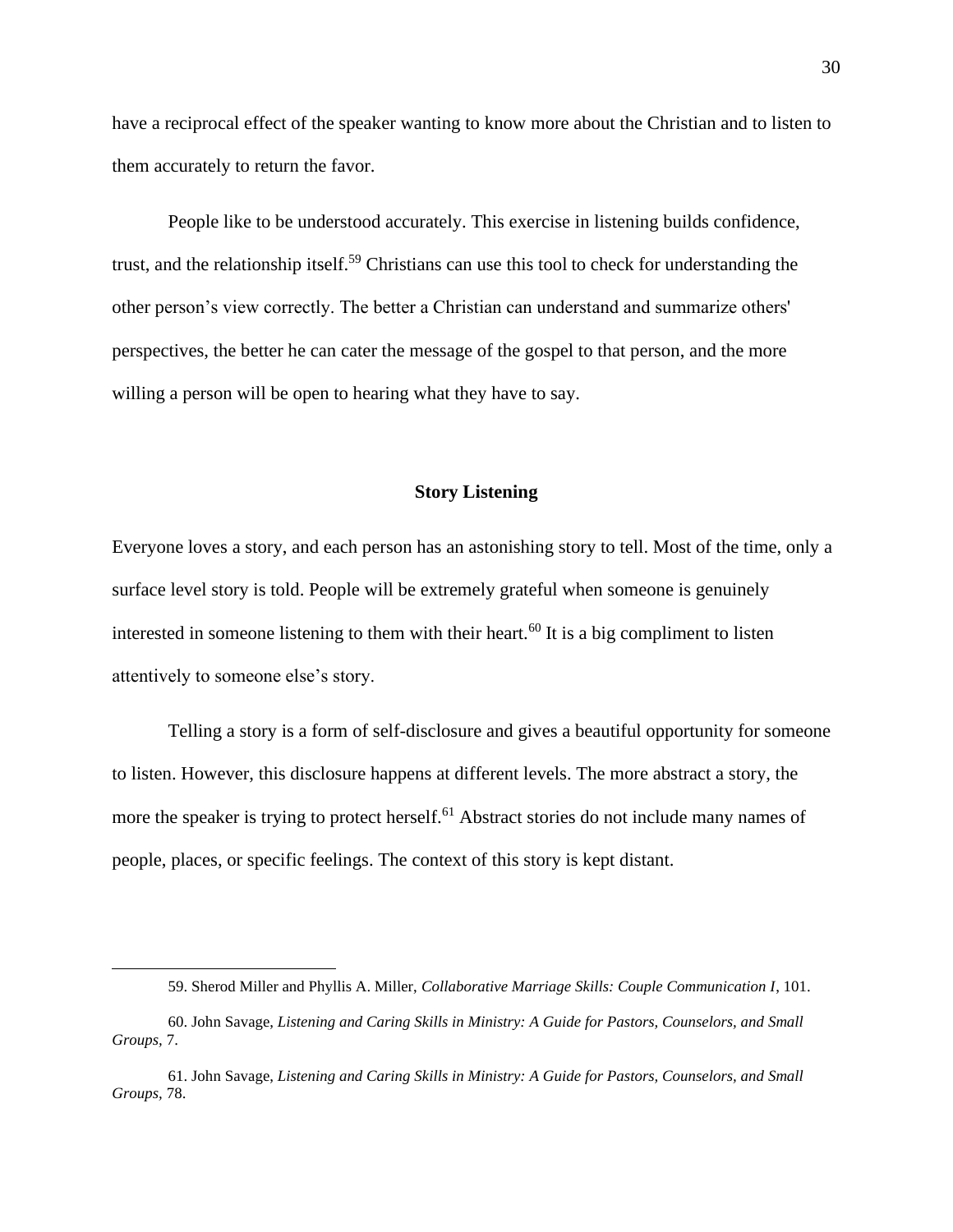have a reciprocal effect of the speaker wanting to know more about the Christian and to listen to them accurately to return the favor.

People like to be understood accurately. This exercise in listening builds confidence, trust, and the relationship itself.[59] Christians can use this tool to check for understanding the other person's view correctly. The better a Christian can understand and summarize others' perspectives, the better he can cater the message of the gospel to that person, and the more willing a person will be open to hearing what they have to say.

## Story Listening

Everyone loves a story, and each person has an astonishing story to tell. Most of the time, only a surface level story is told. People will be extremely grateful when someone is genuinely interested in someone listening to them with their heart.[60] It is a big compliment to listen attentively to someone else's story.

Telling a story is a form of self-disclosure and gives a beautiful opportunity for someone to listen. However, this disclosure happens at different levels. The more abstract a story, the more the speaker is trying to protect herself.[61] Abstract stories do not include many names of people, places, or specific feelings. The context of this story is kept distant.

---

59. Sherod Miller and Phyllis A. Miller, *Collaborative Marriage Skills: Couple Communication I*, 101.

60. John Savage, *Listening and Caring Skills in Ministry: A Guide for Pastors, Counselors, and Small Groups,* 7.

61. John Savage, *Listening and Caring Skills in Ministry: A Guide for Pastors, Counselors, and Small Groups,* 78.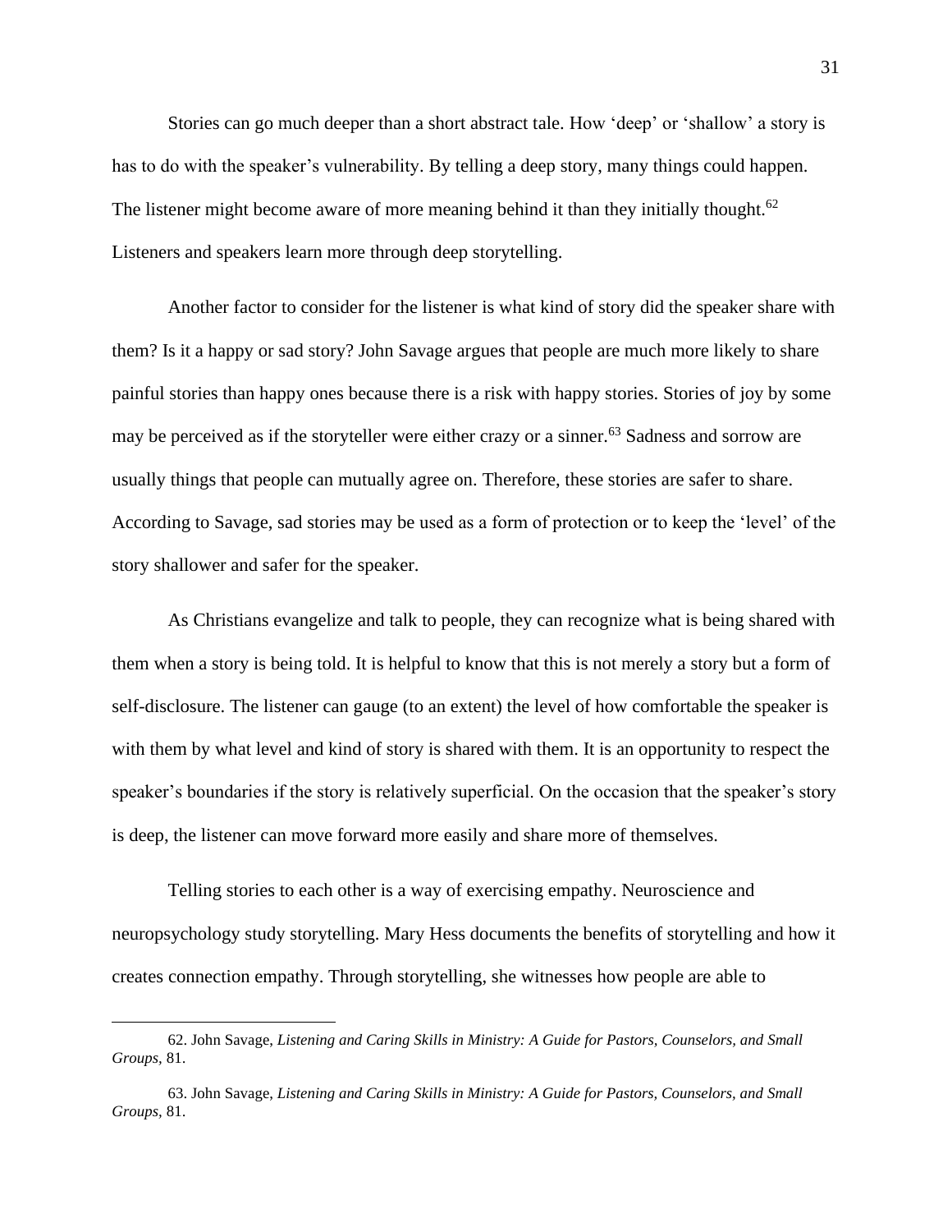Stories can go much deeper than a short abstract tale. How 'deep' or 'shallow' a story is has to do with the speaker's vulnerability. By telling a deep story, many things could happen. The listener might become aware of more meaning behind it than they initially thought.[62] Listeners and speakers learn more through deep storytelling.

Another factor to consider for the listener is what kind of story did the speaker share with them? Is it a happy or sad story? John Savage argues that people are much more likely to share painful stories than happy ones because there is a risk with happy stories. Stories of joy by some may be perceived as if the storyteller were either crazy or a sinner.[63] Sadness and sorrow are usually things that people can mutually agree on. Therefore, these stories are safer to share. According to Savage, sad stories may be used as a form of protection or to keep the 'level' of the story shallower and safer for the speaker.

As Christians evangelize and talk to people, they can recognize what is being shared with them when a story is being told. It is helpful to know that this is not merely a story but a form of self-disclosure. The listener can gauge (to an extent) the level of how comfortable the speaker is with them by what level and kind of story is shared with them. It is an opportunity to respect the speaker's boundaries if the story is relatively superficial. On the occasion that the speaker's story is deep, the listener can move forward more easily and share more of themselves.

Telling stories to each other is a way of exercising empathy. Neuroscience and neuropsychology study storytelling. Mary Hess documents the benefits of storytelling and how it creates connection empathy. Through storytelling, she witnesses how people are able to

---

62. John Savage, *Listening and Caring Skills in Ministry: A Guide for Pastors, Counselors, and Small Groups,* 81.

63. John Savage, *Listening and Caring Skills in Ministry: A Guide for Pastors, Counselors, and Small Groups,* 81.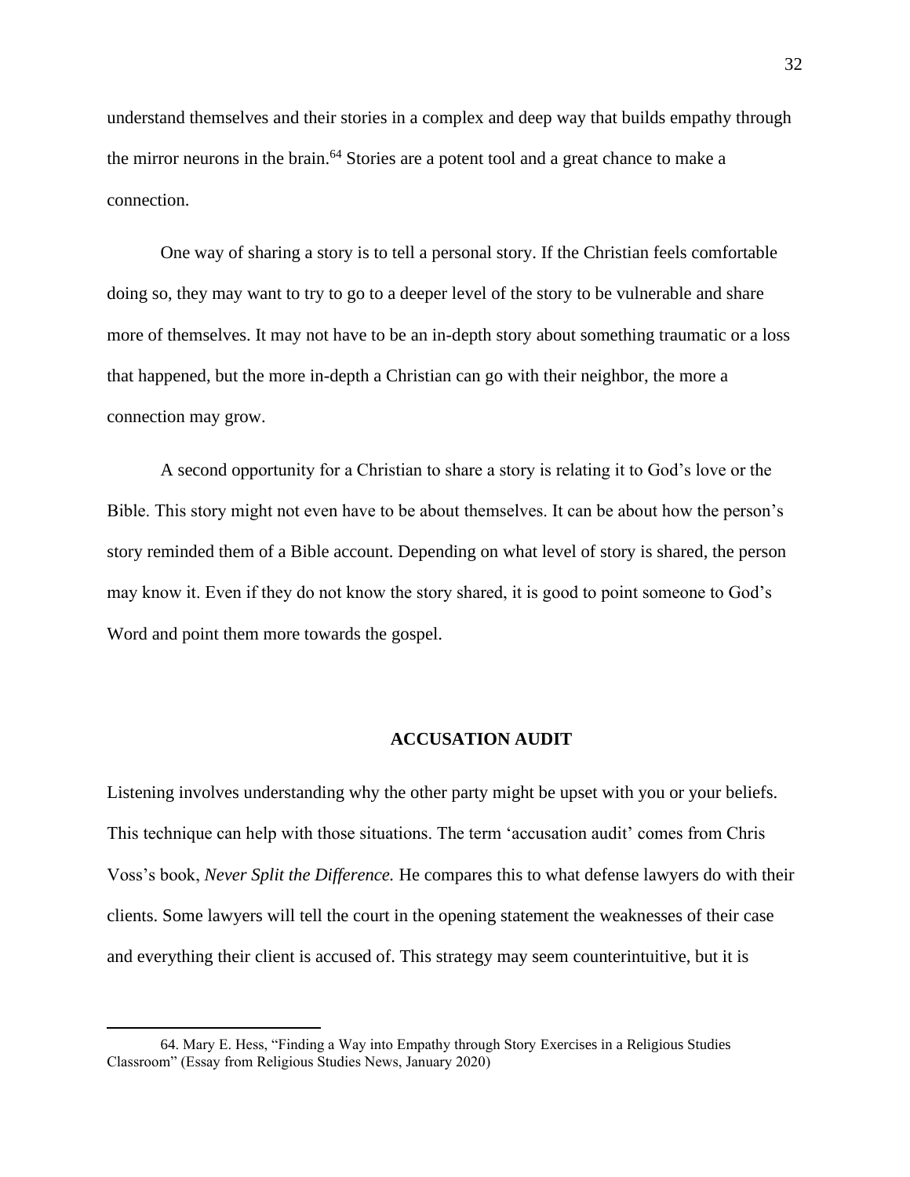understand themselves and their stories in a complex and deep way that builds empathy through the mirror neurons in the brain.[64] Stories are a potent tool and a great chance to make a connection.

One way of sharing a story is to tell a personal story. If the Christian feels comfortable doing so, they may want to try to go to a deeper level of the story to be vulnerable and share more of themselves. It may not have to be an in-depth story about something traumatic or a loss that happened, but the more in-depth a Christian can go with their neighbor, the more a connection may grow.

A second opportunity for a Christian to share a story is relating it to God's love or the Bible. This story might not even have to be about themselves. It can be about how the person's story reminded them of a Bible account. Depending on what level of story is shared, the person may know it. Even if they do not know the story shared, it is good to point someone to God's Word and point them more towards the gospel.

## ACCUSATION AUDIT

Listening involves understanding why the other party might be upset with you or your beliefs. This technique can help with those situations. The term 'accusation audit' comes from Chris Voss's book, *Never Split the Difference.* He compares this to what defense lawyers do with their clients. Some lawyers will tell the court in the opening statement the weaknesses of their case and everything their client is accused of. This strategy may seem counterintuitive, but it is

---

64. Mary E. Hess, "Finding a Way into Empathy through Story Exercises in a Religious Studies Classroom" (Essay from Religious Studies News, January 2020)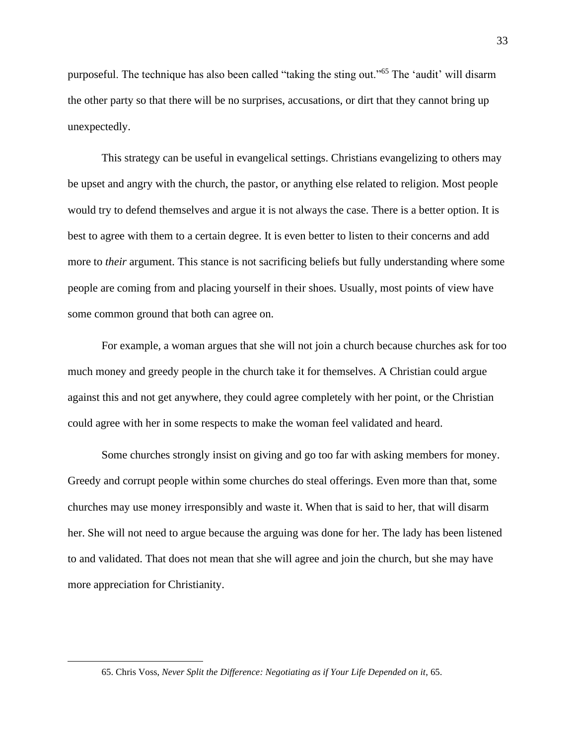purposeful. The technique has also been called "taking the sting out."[65] The 'audit' will disarm the other party so that there will be no surprises, accusations, or dirt that they cannot bring up unexpectedly.

This strategy can be useful in evangelical settings. Christians evangelizing to others may be upset and angry with the church, the pastor, or anything else related to religion. Most people would try to defend themselves and argue it is not always the case. There is a better option. It is best to agree with them to a certain degree. It is even better to listen to their concerns and add more to *their* argument. This stance is not sacrificing beliefs but fully understanding where some people are coming from and placing yourself in their shoes. Usually, most points of view have some common ground that both can agree on.

For example, a woman argues that she will not join a church because churches ask for too much money and greedy people in the church take it for themselves. A Christian could argue against this and not get anywhere, they could agree completely with her point, or the Christian could agree with her in some respects to make the woman feel validated and heard.

Some churches strongly insist on giving and go too far with asking members for money. Greedy and corrupt people within some churches do steal offerings. Even more than that, some churches may use money irresponsibly and waste it. When that is said to her, that will disarm her. She will not need to argue because the arguing was done for her. The lady has been listened to and validated. That does not mean that she will agree and join the church, but she may have more appreciation for Christianity.

---

65. Chris Voss, *Never Split the Difference: Negotiating as if Your Life Depended on it*, 65.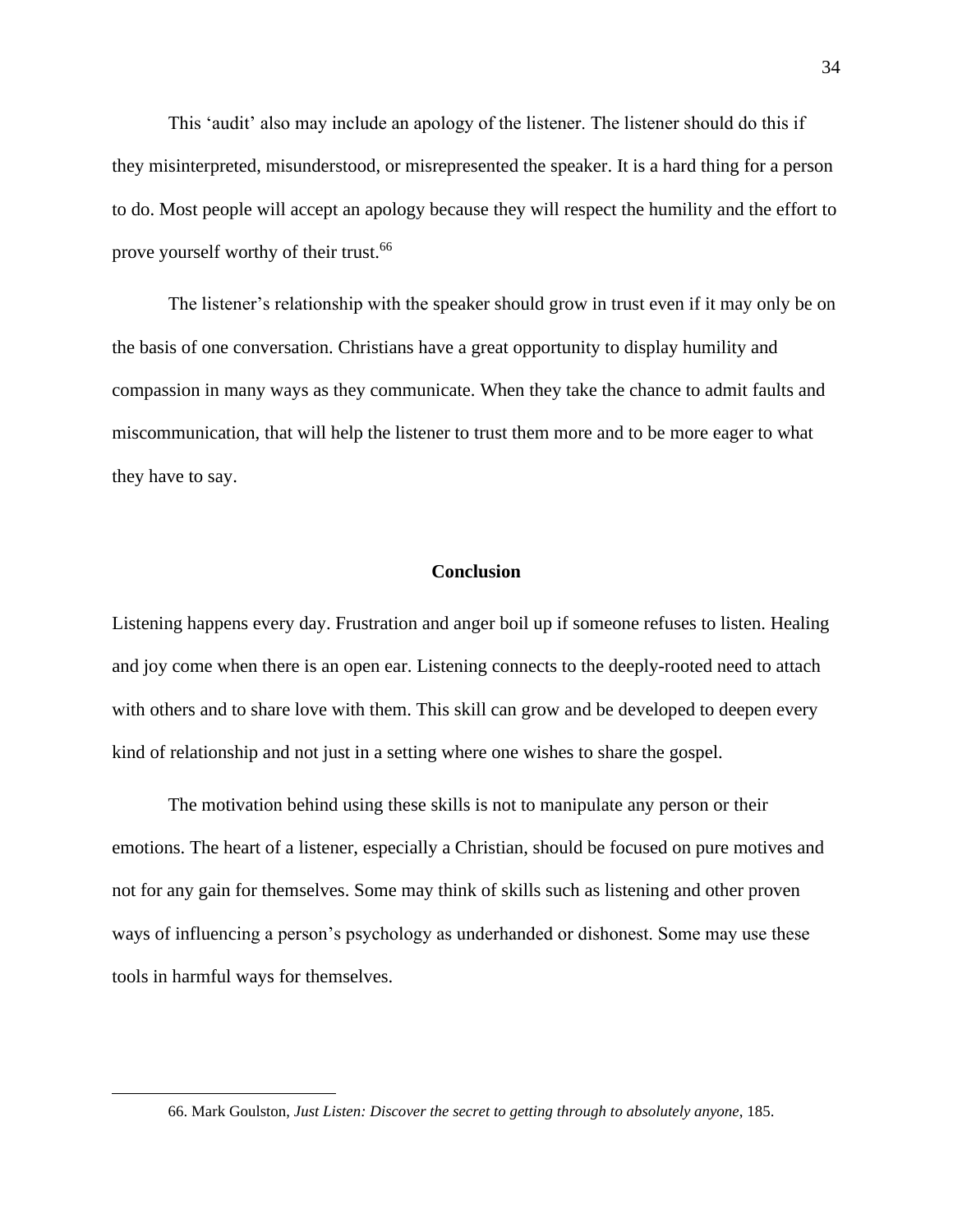This 'audit' also may include an apology of the listener. The listener should do this if they misinterpreted, misunderstood, or misrepresented the speaker. It is a hard thing for a person to do. Most people will accept an apology because they will respect the humility and the effort to prove yourself worthy of their trust.[66]

The listener's relationship with the speaker should grow in trust even if it may only be on the basis of one conversation. Christians have a great opportunity to display humility and compassion in many ways as they communicate. When they take the chance to admit faults and miscommunication, that will help the listener to trust them more and to be more eager to what they have to say.

## Conclusion

Listening happens every day. Frustration and anger boil up if someone refuses to listen. Healing and joy come when there is an open ear. Listening connects to the deeply-rooted need to attach with others and to share love with them. This skill can grow and be developed to deepen every kind of relationship and not just in a setting where one wishes to share the gospel.

The motivation behind using these skills is not to manipulate any person or their emotions. The heart of a listener, especially a Christian, should be focused on pure motives and not for any gain for themselves. Some may think of skills such as listening and other proven ways of influencing a person's psychology as underhanded or dishonest. Some may use these tools in harmful ways for themselves.

---

66. Mark Goulston, *Just Listen: Discover the secret to getting through to absolutely anyone*, 185.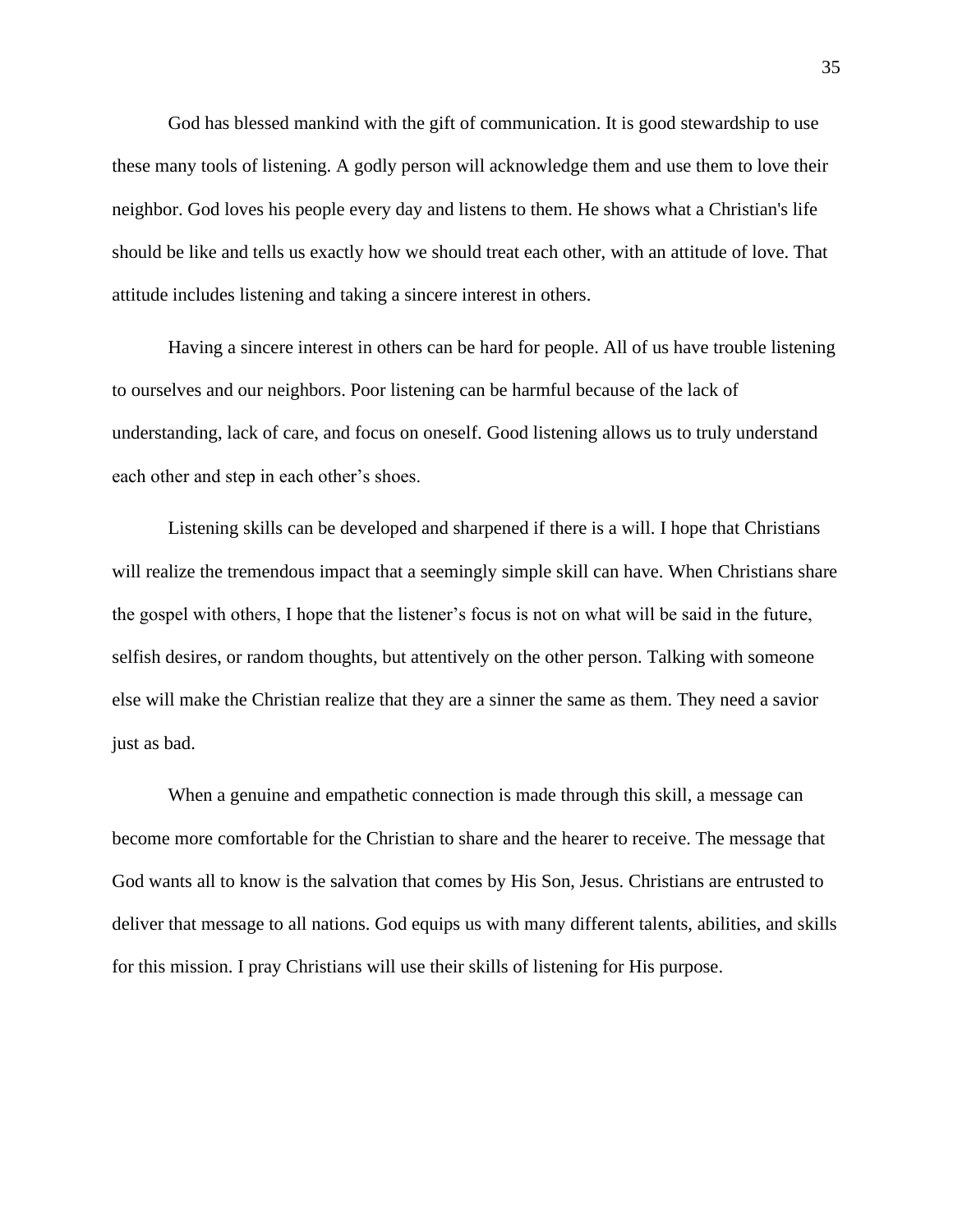God has blessed mankind with the gift of communication. It is good stewardship to use these many tools of listening. A godly person will acknowledge them and use them to love their neighbor. God loves his people every day and listens to them. He shows what a Christian's life should be like and tells us exactly how we should treat each other, with an attitude of love. That attitude includes listening and taking a sincere interest in others.

Having a sincere interest in others can be hard for people. All of us have trouble listening to ourselves and our neighbors. Poor listening can be harmful because of the lack of understanding, lack of care, and focus on oneself. Good listening allows us to truly understand each other and step in each other's shoes.

Listening skills can be developed and sharpened if there is a will. I hope that Christians will realize the tremendous impact that a seemingly simple skill can have. When Christians share the gospel with others, I hope that the listener's focus is not on what will be said in the future, selfish desires, or random thoughts, but attentively on the other person. Talking with someone else will make the Christian realize that they are a sinner the same as them. They need a savior just as bad.

When a genuine and empathetic connection is made through this skill, a message can become more comfortable for the Christian to share and the hearer to receive. The message that God wants all to know is the salvation that comes by His Son, Jesus. Christians are entrusted to deliver that message to all nations. God equips us with many different talents, abilities, and skills for this mission. I pray Christians will use their skills of listening for His purpose.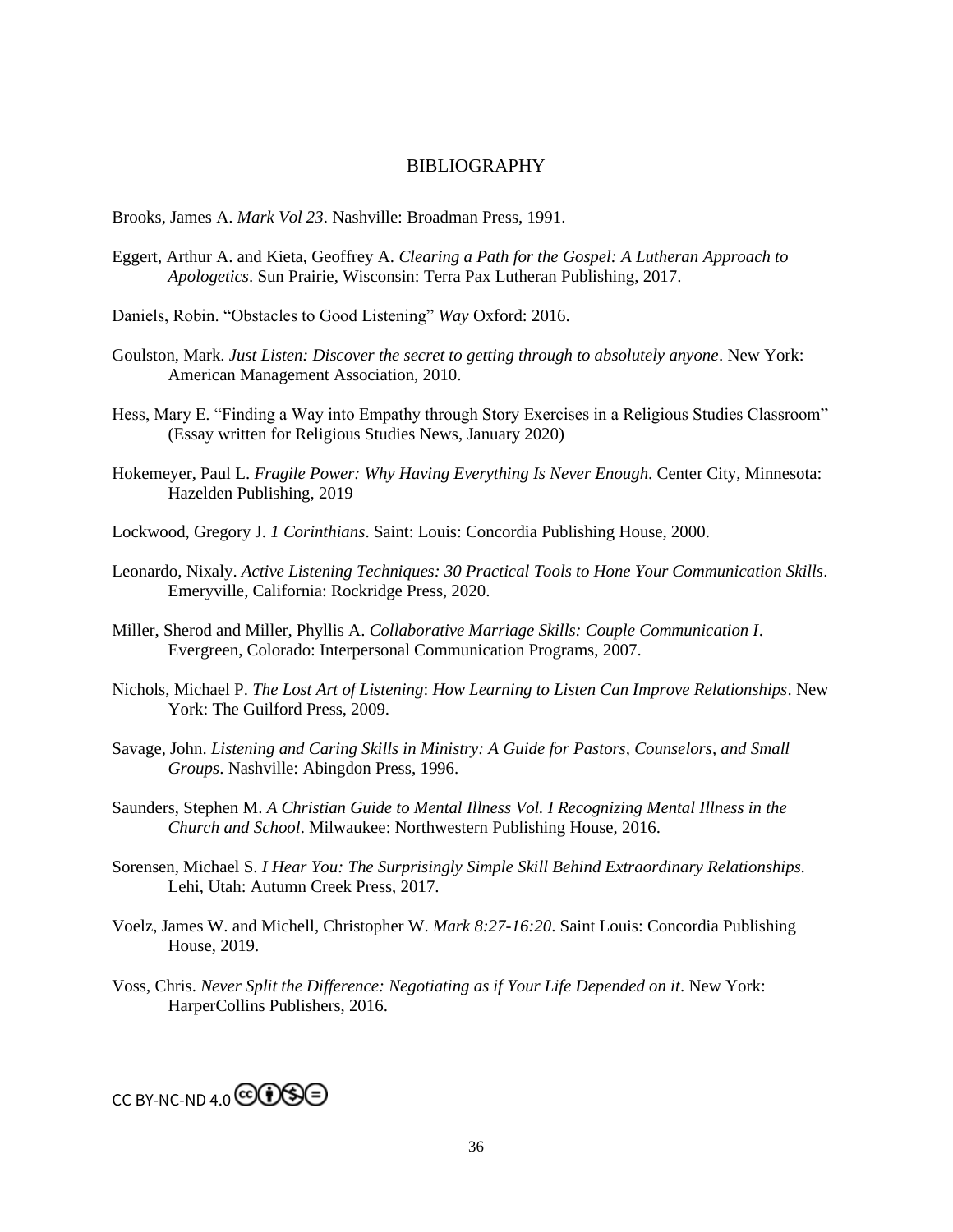# BIBLIOGRAPHY

Brooks, James A. *Mark Vol 23*. Nashville: Broadman Press, 1991.

Eggert, Arthur A. and Kieta, Geoffrey A. *Clearing a Path for the Gospel: A Lutheran Approach to Apologetics*. Sun Prairie, Wisconsin: Terra Pax Lutheran Publishing, 2017.

Daniels, Robin. "Obstacles to Good Listening" *Way* Oxford: 2016.

Goulston, Mark. *Just Listen: Discover the secret to getting through to absolutely anyone*. New York: American Management Association, 2010.

Hess, Mary E. "Finding a Way into Empathy through Story Exercises in a Religious Studies Classroom" (Essay written for Religious Studies News, January 2020)

Hokemeyer, Paul L. *Fragile Power: Why Having Everything Is Never Enough*. Center City, Minnesota: Hazelden Publishing, 2019

Lockwood, Gregory J. *1 Corinthians*. Saint: Louis: Concordia Publishing House, 2000.

Leonardo, Nixaly. *Active Listening Techniques: 30 Practical Tools to Hone Your Communication Skills*. Emeryville, California: Rockridge Press, 2020.

Miller, Sherod and Miller, Phyllis A. *Collaborative Marriage Skills: Couple Communication I*. Evergreen, Colorado: Interpersonal Communication Programs, 2007.

Nichols, Michael P. *The Lost Art of Listening*: *How Learning to Listen Can Improve Relationships*. New York: The Guilford Press, 2009.

Savage, John. *Listening and Caring Skills in Ministry: A Guide for Pastors, Counselors, and Small Groups*. Nashville: Abingdon Press, 1996.

Saunders, Stephen M. *A Christian Guide to Mental Illness Vol. I Recognizing Mental Illness in the Church and School*. Milwaukee: Northwestern Publishing House, 2016.

Sorensen, Michael S. *I Hear You: The Surprisingly Simple Skill Behind Extraordinary Relationships.* Lehi, Utah: Autumn Creek Press, 2017.

Voelz, James W. and Michell, Christopher W. *Mark 8:27-16:20*. Saint Louis: Concordia Publishing House, 2019.

Voss, Chris. *Never Split the Difference: Negotiating as if Your Life Depended on it*. New York: HarperCollins Publishers, 2016.

CC BY-NC-ND 4.0